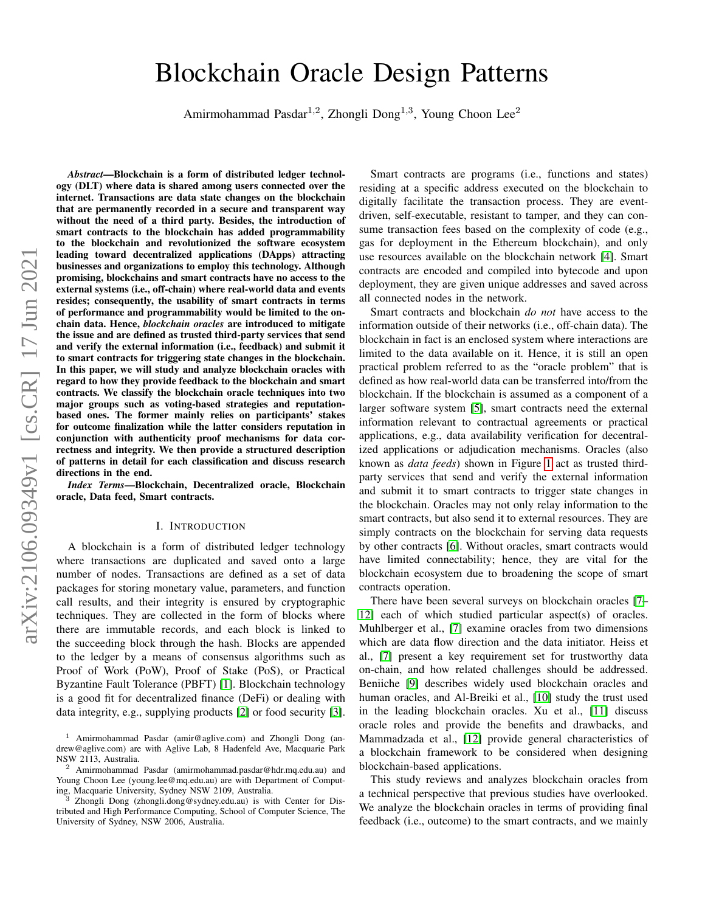# Blockchain Oracle Design Patterns

Amirmohammad Pasdar[1,2], Zhongli Dong[1,3], Young Choon Lee[2]

***Abstract*—Blockchain is a form of distributed ledger technology (DLT) where data is shared among users connected over the internet. Transactions are data state changes on the blockchain that are permanently recorded in a secure and transparent way without the need of a third party. Besides, the introduction of smart contracts to the blockchain has added programmability to the blockchain and revolutionized the software ecosystem leading toward decentralized applications (DApps) attracting businesses and organizations to employ this technology. Although promising, blockchains and smart contracts have no access to the external systems (i.e., off-chain) where real-world data and events resides; consequently, the usability of smart contracts in terms of performance and programmability would be limited to the on-chain data. Hence, *blockchain oracles* are introduced to mitigate the issue and are defined as trusted third-party services that send and verify the external information (i.e., feedback) and submit it to smart contracts for triggering state changes in the blockchain. In this paper, we will study and analyze blockchain oracles with regard to how they provide feedback to the blockchain and smart contracts. We classify the blockchain oracle techniques into two major groups such as voting-based strategies and reputation-based ones. The former mainly relies on participants' stakes for outcome finalization while the latter considers reputation in conjunction with authenticity proof mechanisms for data correctness and integrity. We then provide a structured description of patterns in detail for each classification and discuss research directions in the end.**

***Index Terms*—Blockchain, Decentralized oracle, Blockchain oracle, Data feed, Smart contracts.**

## I. Introduction

A blockchain is a form of distributed ledger technology where transactions are duplicated and saved onto a large number of nodes. Transactions are defined as a set of data packages for storing monetary value, parameters, and function call results, and their integrity is ensured by cryptographic techniques. They are collected in the form of blocks where there are immutable records, and each block is linked to the succeeding block through the hash. Blocks are appended to the ledger by a means of consensus algorithms such as Proof of Work (PoW), Proof of Stake (PoS), or Practical Byzantine Fault Tolerance (PBFT) [1]. Blockchain technology is a good fit for decentralized finance (DeFi) or dealing with data integrity, e.g., supplying products [2] or food security [3].

Smart contracts are programs (i.e., functions and states) residing at a specific address executed on the blockchain to digitally facilitate the transaction process. They are event-driven, self-executable, resistant to tamper, and they can consume transaction fees based on the complexity of code (e.g., gas for deployment in the Ethereum blockchain), and only use resources available on the blockchain network [4]. Smart contracts are encoded and compiled into bytecode and upon deployment, they are given unique addresses and saved across all connected nodes in the network.

Smart contracts and blockchain *do not* have access to the information outside of their networks (i.e., off-chain data). The blockchain in fact is an enclosed system where interactions are limited to the data available on it. Hence, it is still an open practical problem referred to as the "oracle problem" that is defined as how real-world data can be transferred into/from the blockchain. If the blockchain is assumed as a component of a larger software system [5], smart contracts need the external information relevant to contractual agreements or practical applications, e.g., data availability verification for decentralized applications or adjudication mechanisms. Oracles (also known as *data feeds*) shown in Figure 1 act as trusted third-party services that send and verify the external information and submit it to smart contracts to trigger state changes in the blockchain. Oracles may not only relay information to the smart contracts, but also send it to external resources. They are simply contracts on the blockchain for serving data requests by other contracts [6]. Without oracles, smart contracts would have limited connectability; hence, they are vital for the blockchain ecosystem due to broadening the scope of smart contracts operation.

There have been several surveys on blockchain oracles [7–12] each of which studied particular aspect(s) of oracles. Muhlberger et al., [7] examine oracles from two dimensions which are data flow direction and the data initiator. Heiss et al., [7] present a key requirement set for trustworthy data on-chain, and how related challenges should be addressed. Beniiche [9] describes widely used blockchain oracles and human oracles, and Al-Breiki et al., [10] study the trust used in the leading blockchain oracles. Xu et al., [11] discuss oracle roles and provide the benefits and drawbacks, and Mammadzada et al., [12] provide general characteristics of a blockchain framework to be considered when designing blockchain-based applications.

This study reviews and analyzes blockchain oracles from a technical perspective that previous studies have overlooked. We analyze the blockchain oracles in terms of providing final feedback (i.e., outcome) to the smart contracts, and we mainly

[1] Amirmohammad Pasdar (amir@aglive.com) and Zhongli Dong (andrew@aglive.com) are with Aglive Lab, 8 Hadenfeld Ave, Macquarie Park NSW 2113, Australia.

[2] Amirmohammad Pasdar (amirmohammad.pasdar@hdr.mq.edu.au) and Young Choon Lee (young.lee@mq.edu.au) are with Department of Computing, Macquarie University, Sydney NSW 2109, Australia.

[3] Zhongli Dong (zhongli.dong@sydney.edu.au) is with Center for Distributed and High Performance Computing, School of Computer Science, The University of Sydney, NSW 2006, Australia.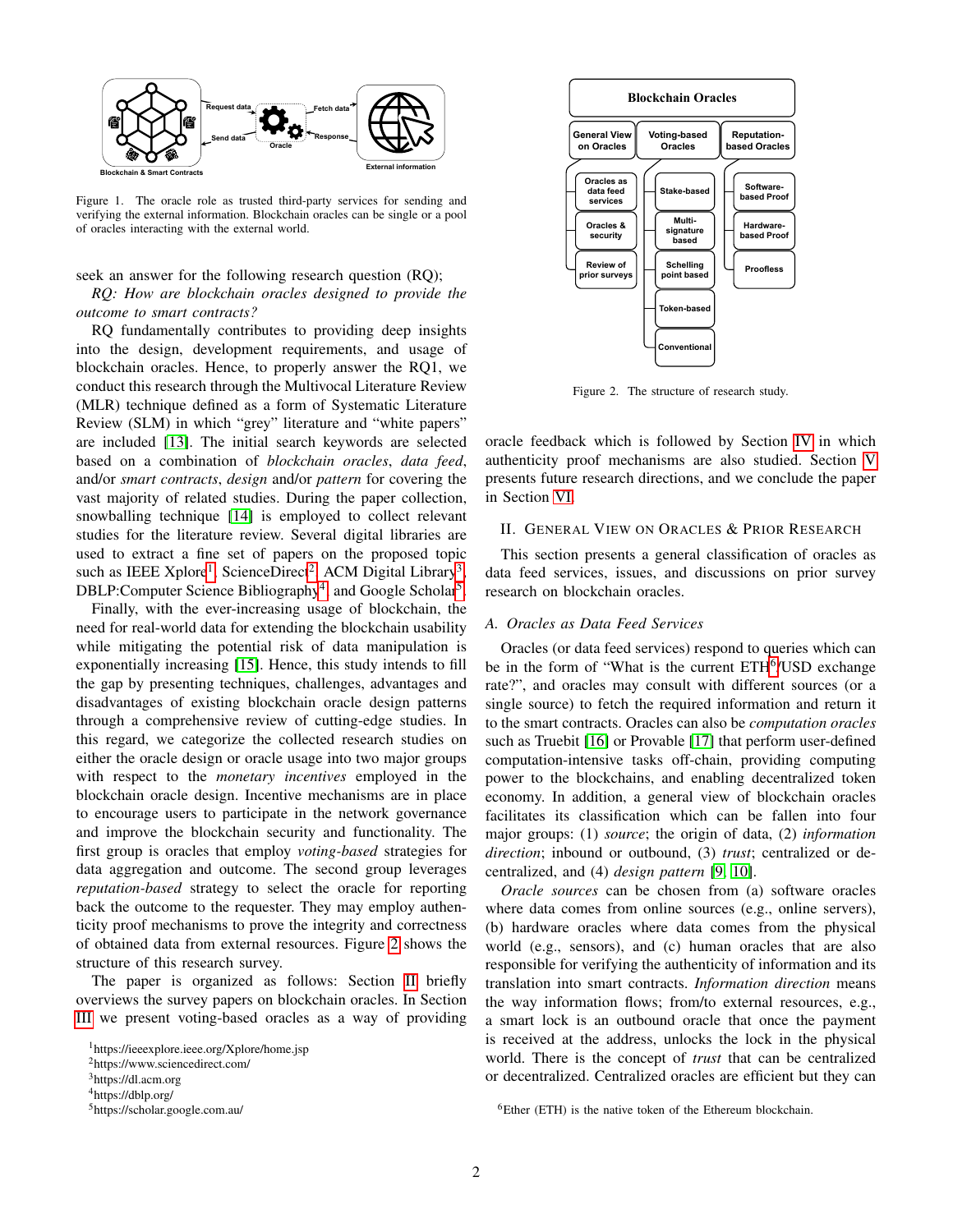Figure 1. The oracle role as trusted third-party services for sending and verifying the external information. Blockchain oracles can be single or a pool of oracles interacting with the external world.

seek an answer for the following research question (RQ);

*RQ: How are blockchain oracles designed to provide the outcome to smart contracts?*

RQ fundamentally contributes to providing deep insights into the design, development requirements, and usage of blockchain oracles. Hence, to properly answer the RQ1, we conduct this research through the Multivocal Literature Review (MLR) technique defined as a form of Systematic Literature Review (SLM) in which "grey" literature and "white papers" are included [13]. The initial search keywords are selected based on a combination of *blockchain oracles*, *data feed*, and/or *smart contracts*, *design* and/or *pattern* for covering the vast majority of related studies. During the paper collection, snowballing technique [14] is employed to collect relevant studies for the literature review. Several digital libraries are used to extract a fine set of papers on the proposed topic such as IEEE Xplore[1], ScienceDirect[2], ACM Digital Library[3], DBLP:Computer Science Bibliography[4], and Google Scholar[5].

Finally, with the ever-increasing usage of blockchain, the need for real-world data for extending the blockchain usability while mitigating the potential risk of data manipulation is exponentially increasing [15]. Hence, this study intends to fill the gap by presenting techniques, challenges, advantages and disadvantages of existing blockchain oracle design patterns through a comprehensive review of cutting-edge studies. In this regard, we categorize the collected research studies on either the oracle design or oracle usage into two major groups with respect to the *monetary incentives* employed in the blockchain oracle design. Incentive mechanisms are in place to encourage users to participate in the network governance and improve the blockchain security and functionality. The first group is oracles that employ *voting-based* strategies for data aggregation and outcome. The second group leverages *reputation-based* strategy to select the oracle for reporting back the outcome to the requester. They may employ authenticity proof mechanisms to prove the integrity and correctness of obtained data from external resources. Figure 2 shows the structure of this research survey.

The paper is organized as follows: Section II briefly overviews the survey papers on blockchain oracles. In Section III we present voting-based oracles as a way of providing oracle feedback which is followed by Section IV in which authenticity proof mechanisms are also studied. Section V presents future research directions, and we conclude the paper in Section VI.

[1]https://ieeexplore.ieee.org/Xplore/home.jsp
[2]https://www.sciencedirect.com/
[3]https://dl.acm.org
[4]https://dblp.org/
[5]https://scholar.google.com.au/

Figure 2. The structure of research study.

## II. General View on Oracles & Prior Research

This section presents a general classification of oracles as data feed services, issues, and discussions on prior survey research on blockchain oracles.

### A. Oracles as Data Feed Services

Oracles (or data feed services) respond to queries which can be in the form of "What is the current ETH[6]/USD exchange rate?", and oracles may consult with different sources (or a single source) to fetch the required information and return it to the smart contracts. Oracles can also be *computation oracles* such as Truebit [16] or Provable [17] that perform user-defined computation-intensive tasks off-chain, providing computing power to the blockchains, and enabling decentralized token economy. In addition, a general view of blockchain oracles facilitates its classification which can be fallen into four major groups: (1) *source*; the origin of data, (2) *information direction*; inbound or outbound, (3) *trust*; centralized or decentralized, and (4) *design pattern* [9, 10].

*Oracle sources* can be chosen from (a) software oracles where data comes from online sources (e.g., online servers), (b) hardware oracles where data comes from the physical world (e.g., sensors), and (c) human oracles that are also responsible for verifying the authenticity of information and its translation into smart contracts. *Information direction* means the way information flows; from/to external resources, e.g., a smart lock is an outbound oracle that once the payment is received at the address, unlocks the lock in the physical world. There is the concept of *trust* that can be centralized or decentralized. Centralized oracles are efficient but they can

[6]Ether (ETH) is the native token of the Ethereum blockchain.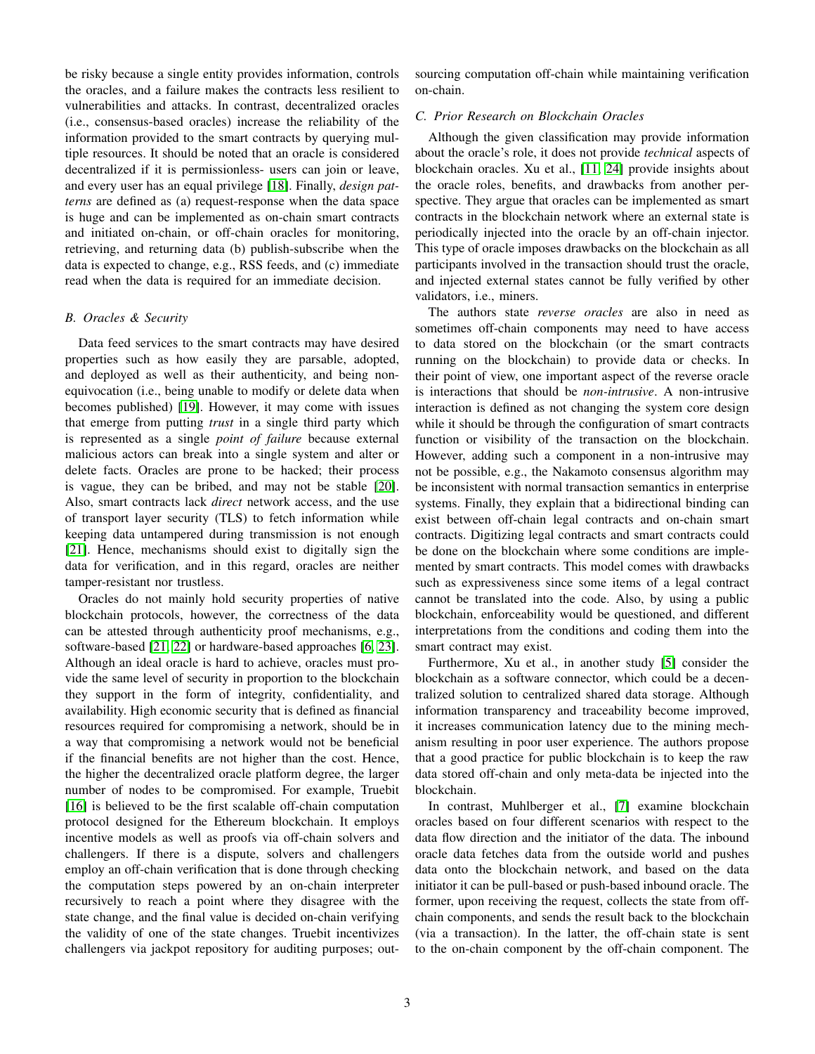be risky because a single entity provides information, controls the oracles, and a failure makes the contracts less resilient to vulnerabilities and attacks. In contrast, decentralized oracles (i.e., consensus-based oracles) increase the reliability of the information provided to the smart contracts by querying multiple resources. It should be noted that an oracle is considered decentralized if it is permissionless- users can join or leave, and every user has an equal privilege [18]. Finally, *design patterns* are defined as (a) request-response when the data space is huge and can be implemented as on-chain smart contracts and initiated on-chain, or off-chain oracles for monitoring, retrieving, and returning data (b) publish-subscribe when the data is expected to change, e.g., RSS feeds, and (c) immediate read when the data is required for an immediate decision.

### B. Oracles & Security

Data feed services to the smart contracts may have desired properties such as how easily they are parsable, adopted, and deployed as well as their authenticity, and being non-equivocation (i.e., being unable to modify or delete data when becomes published) [19]. However, it may come with issues that emerge from putting *trust* in a single third party which is represented as a single *point of failure* because external malicious actors can break into a single system and alter or delete facts. Oracles are prone to be hacked; their process is vague, they can be bribed, and may not be stable [20]. Also, smart contracts lack *direct* network access, and the use of transport layer security (TLS) to fetch information while keeping data untampered during transmission is not enough [21]. Hence, mechanisms should exist to digitally sign the data for verification, and in this regard, oracles are neither tamper-resistant nor trustless.

Oracles do not mainly hold security properties of native blockchain protocols, however, the correctness of the data can be attested through authenticity proof mechanisms, e.g., software-based [21, 22] or hardware-based approaches [6, 23]. Although an ideal oracle is hard to achieve, oracles must provide the same level of security in proportion to the blockchain they support in the form of integrity, confidentiality, and availability. High economic security that is defined as financial resources required for compromising a network, should be in a way that compromising a network would not be beneficial if the financial benefits are not higher than the cost. Hence, the higher the decentralized oracle platform degree, the larger number of nodes to be compromised. For example, Truebit [16] is believed to be the first scalable off-chain computation protocol designed for the Ethereum blockchain. It employs incentive models as well as proofs via off-chain solvers and challengers. If there is a dispute, solvers and challengers employ an off-chain verification that is done through checking the computation steps powered by an on-chain interpreter recursively to reach a point where they disagree with the state change, and the final value is decided on-chain verifying the validity of one of the state changes. Truebit incentivizes challengers via jackpot repository for auditing purposes; outsourcing computation off-chain while maintaining verification on-chain.

### C. Prior Research on Blockchain Oracles

Although the given classification may provide information about the oracle's role, it does not provide *technical* aspects of blockchain oracles. Xu et al., [11, 24] provide insights about the oracle roles, benefits, and drawbacks from another perspective. They argue that oracles can be implemented as smart contracts in the blockchain network where an external state is periodically injected into the oracle by an off-chain injector. This type of oracle imposes drawbacks on the blockchain as all participants involved in the transaction should trust the oracle, and injected external states cannot be fully verified by other validators, i.e., miners.

The authors state *reverse oracles* are also in need as sometimes off-chain components may need to have access to data stored on the blockchain (or the smart contracts running on the blockchain) to provide data or checks. In their point of view, one important aspect of the reverse oracle is interactions that should be *non-intrusive*. A non-intrusive interaction is defined as not changing the system core design while it should be through the configuration of smart contracts function or visibility of the transaction on the blockchain. However, adding such a component in a non-intrusive may not be possible, e.g., the Nakamoto consensus algorithm may be inconsistent with normal transaction semantics in enterprise systems. Finally, they explain that a bidirectional binding can exist between off-chain legal contracts and on-chain smart contracts. Digitizing legal contracts and smart contracts could be done on the blockchain where some conditions are implemented by smart contracts. This model comes with drawbacks such as expressiveness since some items of a legal contract cannot be translated into the code. Also, by using a public blockchain, enforceability would be questioned, and different interpretations from the conditions and coding them into the smart contract may exist.

Furthermore, Xu et al., in another study [5] consider the blockchain as a software connector, which could be a decentralized solution to centralized shared data storage. Although information transparency and traceability become improved, it increases communication latency due to the mining mechanism resulting in poor user experience. The authors propose that a good practice for public blockchain is to keep the raw data stored off-chain and only meta-data be injected into the blockchain.

In contrast, Muhlberger et al., [7] examine blockchain oracles based on four different scenarios with respect to the data flow direction and the initiator of the data. The inbound oracle data fetches data from the outside world and pushes data onto the blockchain network, and based on the data initiator it can be pull-based or push-based inbound oracle. The former, upon receiving the request, collects the state from off-chain components, and sends the result back to the blockchain (via a transaction). In the latter, the off-chain state is sent to the on-chain component by the off-chain component. The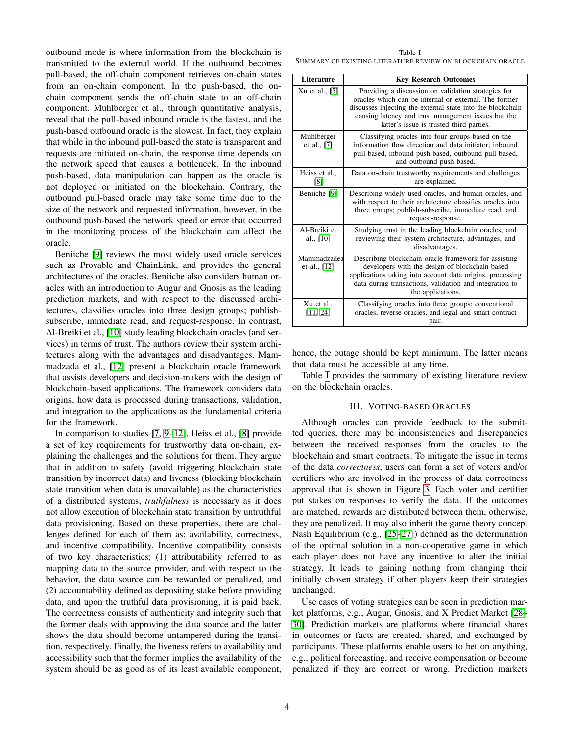outbound mode is where information from the blockchain is transmitted to the external world. If the outbound becomes pull-based, the off-chain component retrieves on-chain states from an on-chain component. In the push-based, the on-chain component sends the off-chain state to an off-chain component. Muhlberger et al., through quantitative analysis, reveal that the pull-based inbound oracle is the fastest, and the push-based outbound oracle is the slowest. In fact, they explain that while in the inbound pull-based the state is transparent and requests are initiated on-chain, the response time depends on the network speed that causes a bottleneck. In the inbound push-based, data manipulation can happen as the oracle is not deployed or initiated on the blockchain. Contrary, the outbound pull-based oracle may take some time due to the size of the network and requested information, however, in the outbound push-based the network speed or error that occurred in the monitoring process of the blockchain can affect the oracle.

Beniiche [9] reviews the most widely used oracle services such as Provable and ChainLink, and provides the general architectures of the oracles. Beniiche also considers human oracles with an introduction to Augur and Gnosis as the leading prediction markets, and with respect to the discussed architectures, classifies oracles into three design groups; publish-subscribe, immediate read, and request-response. In contrast, Al-Breiki et al., [10] study leading blockchain oracles (and services) in terms of trust. The authors review their system architectures along with the advantages and disadvantages. Mammadzada et al., [12] present a blockchain oracle framework that assists developers and decision-makers with the design of blockchain-based applications. The framework considers data origins, how data is processed during transactions, validation, and integration to the applications as the fundamental criteria for the framework.

In comparison to studies [7, 9–12], Heiss et al., [8] provide a set of key requirements for trustworthy data on-chain, explaining the challenges and the solutions for them. They argue that in addition to safety (avoid triggering blockchain state transition by incorrect data) and liveness (blocking blockchain state transition when data is unavailable) as the characteristics of a distributed systems, *truthfulness* is necessary as it does not allow execution of blockchain state transition by untruthful data provisioning. Based on these properties, there are challenges defined for each of them as; availability, correctness, and incentive compatibility. Incentive compatibility consists of two key characteristics; (1) attributability referred to as mapping data to the source provider, and with respect to the behavior, the data source can be rewarded or penalized, and (2) accountability defined as depositing stake before providing data, and upon the truthful data provisioning, it is paid back. The correctness consists of authenticity and integrity such that the former deals with approving the data source and the latter shows the data should become untampered during the transition, respectively. Finally, the liveness refers to availability and accessibility such that the former implies the availability of the system should be as good as of its least available component, hence, the outage should be kept minimum. The latter means that data must be accessible at any time.

Table I provides the summary of existing literature review on the blockchain oracles.

Table I
SUMMARY OF EXISTING LITERATURE REVIEW ON BLOCKCHAIN ORACLE

| Literature | Key Research Outcomes |
|---|---|
| Xu et al., [5] | Providing a discussion on validation strategies for oracles which can be internal or external. The former discusses injecting the external state into the blockchain causing latency and trust management issues but the latter's issue is trusted third parties. |
| Muhlberger et al., [7] | Classifying oracles into four groups based on the information flow direction and data initiator; inbound pull-based, inbound push-based, outbound pull-based, and outbound push-based. |
| Heiss et al., [8] | Data on-chain trustworthy requirements and challenges are explained. |
| Beniiche [9] | Describing widely used oracles, and human oracles, and with respect to their architecture classifies oracles into three groups; publish-subscribe, immediate read, and request-response. |
| Al-Breiki et al., [10] | Studying trust in the leading blockchain oracles, and reviewing their system architecture, advantages, and disadvantages. |
| Mammadzadea et al., [12] | Describing blockchain oracle framework for assisting developers with the design of blockchain-based applications taking into account data origins, processing data during transactions, validation and integration to the applications. |
| Xu et al., [11, 24] | Classifying oracles into three groups; conventional oracles, reverse-oracles, and legal and smart contract pair. |

## III. Voting-based Oracles

Although oracles can provide feedback to the submitted queries, there may be inconsistencies and discrepancies between the received responses from the oracles to the blockchain and smart contracts. To mitigate the issue in terms of the data *correctness*, users can form a set of voters and/or certifiers who are involved in the process of data correctness approval that is shown in Figure 3. Each voter and certifier put stakes on responses to verify the data. If the outcomes are matched, rewards are distributed between them, otherwise, they are penalized. It may also inherit the game theory concept Nash Equilibrium (e.g., [25–27]) defined as the determination of the optimal solution in a non-cooperative game in which each player does not have any incentive to alter the initial strategy. It leads to gaining nothing from changing their initially chosen strategy if other players keep their strategies unchanged.

Use cases of voting strategies can be seen in prediction market platforms, e.g., Augur, Gnosis, and X Predict Market [28–30]. Prediction markets are platforms where financial shares in outcomes or facts are created, shared, and exchanged by participants. These platforms enable users to bet on anything, e.g., political forecasting, and receive compensation or become penalized if they are correct or wrong. Prediction markets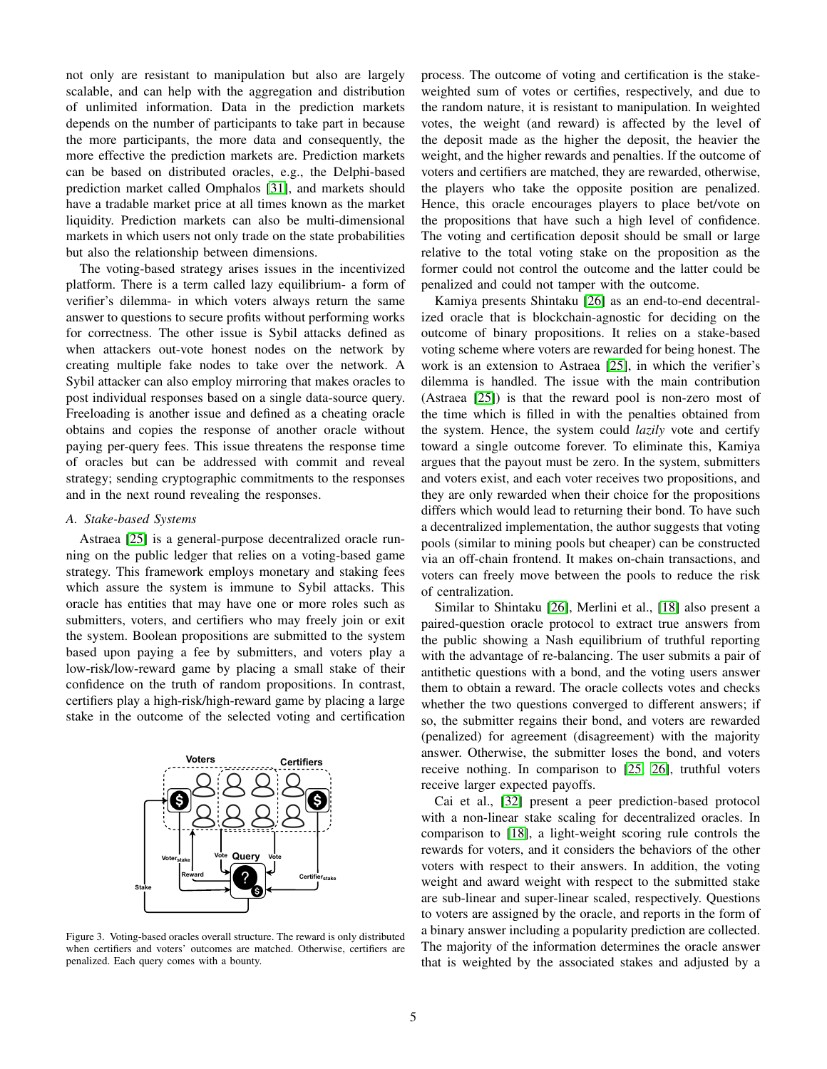not only are resistant to manipulation but also are largely scalable, and can help with the aggregation and distribution of unlimited information. Data in the prediction markets depends on the number of participants to take part in because the more participants, the more data and consequently, the more effective the prediction markets are. Prediction markets can be based on distributed oracles, e.g., the Delphi-based prediction market called Omphalos [31], and markets should have a tradable market price at all times known as the market liquidity. Prediction markets can also be multi-dimensional markets in which users not only trade on the state probabilities but also the relationship between dimensions.

The voting-based strategy arises issues in the incentivized platform. There is a term called lazy equilibrium- a form of verifier's dilemma- in which voters always return the same answer to questions to secure profits without performing works for correctness. The other issue is Sybil attacks defined as when attackers out-vote honest nodes on the network by creating multiple fake nodes to take over the network. A Sybil attacker can also employ mirroring that makes oracles to post individual responses based on a single data-source query. Freeloading is another issue and defined as a cheating oracle obtains and copies the response of another oracle without paying per-query fees. This issue threatens the response time of oracles but can be addressed with commit and reveal strategy; sending cryptographic commitments to the responses and in the next round revealing the responses.

### A. Stake-based Systems

Astraea [25] is a general-purpose decentralized oracle running on the public ledger that relies on a voting-based game strategy. This framework employs monetary and staking fees which assure the system is immune to Sybil attacks. This oracle has entities that may have one or more roles such as submitters, voters, and certifiers who may freely join or exit the system. Boolean propositions are submitted to the system based upon paying a fee by submitters, and voters play a low-risk/low-reward game by placing a small stake of their confidence on the truth of random propositions. In contrast, certifiers play a high-risk/high-reward game by placing a large stake in the outcome of the selected voting and certification process. The outcome of voting and certification is the stake-weighted sum of votes or certifies, respectively, and due to the random nature, it is resistant to manipulation. In weighted votes, the weight (and reward) is affected by the level of the deposit made as the higher the deposit, the heavier the weight, and the higher rewards and penalties. If the outcome of voters and certifiers are matched, they are rewarded, otherwise, the players who take the opposite position are penalized. Hence, this oracle encourages players to place bet/vote on the propositions that have such a high level of confidence. The voting and certification deposit should be small or large relative to the total voting stake on the proposition as the former could not control the outcome and the latter could be penalized and could not tamper with the outcome.

Figure 3. Voting-based oracles overall structure. The reward is only distributed when certifiers and voters' outcomes are matched. Otherwise, certifiers are penalized. Each query comes with a bounty.

Kamiya presents Shintaku [26] as an end-to-end decentralized oracle that is blockchain-agnostic for deciding on the outcome of binary propositions. It relies on a stake-based voting scheme where voters are rewarded for being honest. The work is an extension to Astraea [25], in which the verifier's dilemma is handled. The issue with the main contribution (Astraea [25]) is that the reward pool is non-zero most of the time which is filled in with the penalties obtained from the system. Hence, the system could *lazily* vote and certify toward a single outcome forever. To eliminate this, Kamiya argues that the payout must be zero. In the system, submitters and voters exist, and each voter receives two propositions, and they are only rewarded when their choice for the propositions differs which would lead to returning their bond. To have such a decentralized implementation, the author suggests that voting pools (similar to mining pools but cheaper) can be constructed via an off-chain frontend. It makes on-chain transactions, and voters can freely move between the pools to reduce the risk of centralization.

Similar to Shintaku [26], Merlini et al., [18] also present a paired-question oracle protocol to extract true answers from the public showing a Nash equilibrium of truthful reporting with the advantage of re-balancing. The user submits a pair of antithetic questions with a bond, and the voting users answer them to obtain a reward. The oracle collects votes and checks whether the two questions converged to different answers; if so, the submitter regains their bond, and voters are rewarded (penalized) for agreement (disagreement) with the majority answer. Otherwise, the submitter loses the bond, and voters receive nothing. In comparison to [25, 26], truthful voters receive larger expected payoffs.

Cai et al., [32] present a peer prediction-based protocol with a non-linear stake scaling for decentralized oracles. In comparison to [18], a light-weight scoring rule controls the rewards for voters, and it considers the behaviors of the other voters with respect to their answers. In addition, the voting weight and award weight with respect to the submitted stake are sub-linear and super-linear scaled, respectively. Questions to voters are assigned by the oracle, and reports in the form of a binary answer including a popularity prediction are collected. The majority of the information determines the oracle answer that is weighted by the associated stakes and adjusted by a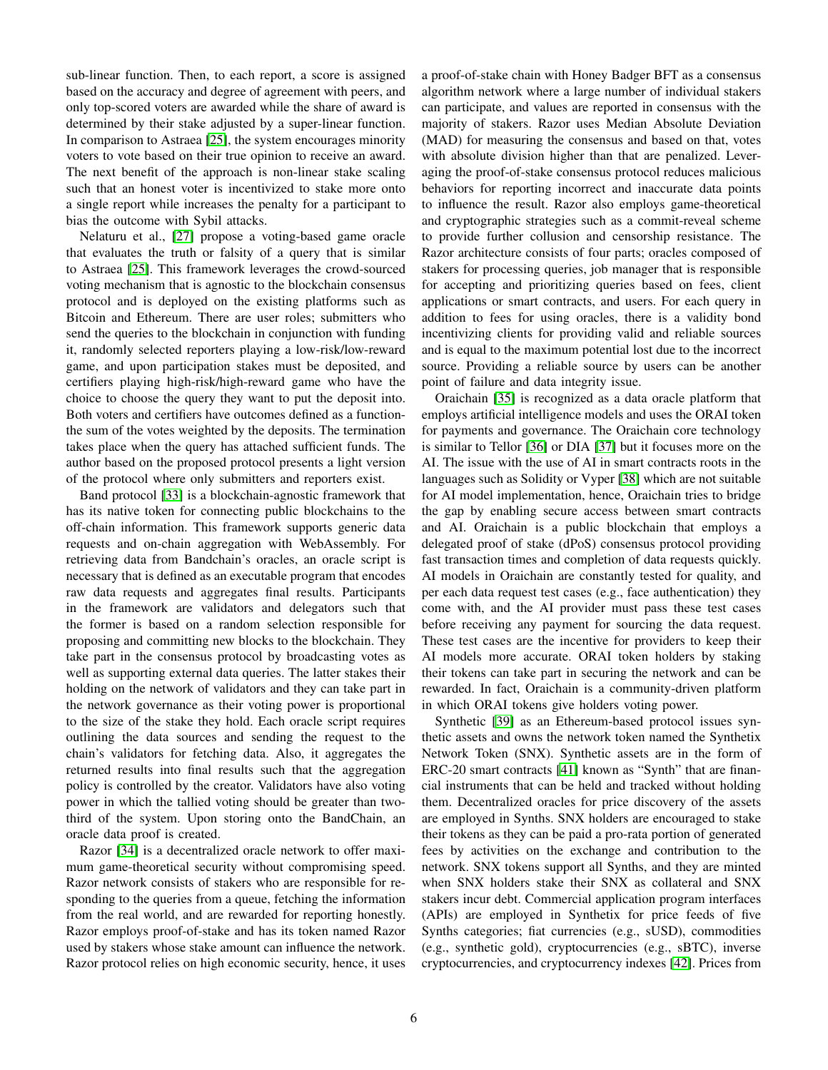sub-linear function. Then, to each report, a score is assigned based on the accuracy and degree of agreement with peers, and only top-scored voters are awarded while the share of award is determined by their stake adjusted by a super-linear function. In comparison to Astraea [25], the system encourages minority voters to vote based on their true opinion to receive an award. The next benefit of the approach is non-linear stake scaling such that an honest voter is incentivized to stake more onto a single report while increases the penalty for a participant to bias the outcome with Sybil attacks.

Nelaturu et al., [27] propose a voting-based game oracle that evaluates the truth or falsity of a query that is similar to Astraea [25]. This framework leverages the crowd-sourced voting mechanism that is agnostic to the blockchain consensus protocol and is deployed on the existing platforms such as Bitcoin and Ethereum. There are user roles; submitters who send the queries to the blockchain in conjunction with funding it, randomly selected reporters playing a low-risk/low-reward game, and upon participation stakes must be deposited, and certifiers playing high-risk/high-reward game who have the choice to choose the query they want to put the deposit into. Both voters and certifiers have outcomes defined as a function-the sum of the votes weighted by the deposits. The termination takes place when the query has attached sufficient funds. The author based on the proposed protocol presents a light version of the protocol where only submitters and reporters exist.

Band protocol [33] is a blockchain-agnostic framework that has its native token for connecting public blockchains to the off-chain information. This framework supports generic data requests and on-chain aggregation with WebAssembly. For retrieving data from Bandchain's oracles, an oracle script is necessary that is defined as an executable program that encodes raw data requests and aggregates final results. Participants in the framework are validators and delegators such that the former is based on a random selection responsible for proposing and committing new blocks to the blockchain. They take part in the consensus protocol by broadcasting votes as well as supporting external data queries. The latter stakes their holding on the network of validators and they can take part in the network governance as their voting power is proportional to the size of the stake they hold. Each oracle script requires outlining the data sources and sending the request to the chain's validators for fetching data. Also, it aggregates the returned results into final results such that the aggregation policy is controlled by the creator. Validators have also voting power in which the tallied voting should be greater than two-third of the system. Upon storing onto the BandChain, an oracle data proof is created.

Razor [34] is a decentralized oracle network to offer maximum game-theoretical security without compromising speed. Razor network consists of stakers who are responsible for responding to the queries from a queue, fetching the information from the real world, and are rewarded for reporting honestly. Razor employs proof-of-stake and has its token named Razor used by stakers whose stake amount can influence the network. Razor protocol relies on high economic security, hence, it uses a proof-of-stake chain with Honey Badger BFT as a consensus algorithm network where a large number of individual stakers can participate, and values are reported in consensus with the majority of stakers. Razor uses Median Absolute Deviation (MAD) for measuring the consensus and based on that, votes with absolute division higher than that are penalized. Leveraging the proof-of-stake consensus protocol reduces malicious behaviors for reporting incorrect and inaccurate data points to influence the result. Razor also employs game-theoretical and cryptographic strategies such as a commit-reveal scheme to provide further collusion and censorship resistance. The Razor architecture consists of four parts; oracles composed of stakers for processing queries, job manager that is responsible for accepting and prioritizing queries based on fees, client applications or smart contracts, and users. For each query in addition to fees for using oracles, there is a validity bond incentivizing clients for providing valid and reliable sources and is equal to the maximum potential lost due to the incorrect source. Providing a reliable source by users can be another point of failure and data integrity issue.

Oraichain [35] is recognized as a data oracle platform that employs artificial intelligence models and uses the ORAI token for payments and governance. The Oraichain core technology is similar to Tellor [36] or DIA [37] but it focuses more on the AI. The issue with the use of AI in smart contracts roots in the languages such as Solidity or Vyper [38] which are not suitable for AI model implementation, hence, Oraichain tries to bridge the gap by enabling secure access between smart contracts and AI. Oraichain is a public blockchain that employs a delegated proof of stake (dPoS) consensus protocol providing fast transaction times and completion of data requests quickly. AI models in Oraichain are constantly tested for quality, and per each data request test cases (e.g., face authentication) they come with, and the AI provider must pass these test cases before receiving any payment for sourcing the data request. These test cases are the incentive for providers to keep their AI models more accurate. ORAI token holders by staking their tokens can take part in securing the network and can be rewarded. In fact, Oraichain is a community-driven platform in which ORAI tokens give holders voting power.

Synthetic [39] as an Ethereum-based protocol issues synthetic assets and owns the network token named the Synthetix Network Token (SNX). Synthetic assets are in the form of ERC-20 smart contracts [41] known as "Synth" that are financial instruments that can be held and tracked without holding them. Decentralized oracles for price discovery of the assets are employed in Synths. SNX holders are encouraged to stake their tokens as they can be paid a pro-rata portion of generated fees by activities on the exchange and contribution to the network. SNX tokens support all Synths, and they are minted when SNX holders stake their SNX as collateral and SNX stakers incur debt. Commercial application program interfaces (APIs) are employed in Synthetix for price feeds of five Synths categories; fiat currencies (e.g., sUSD), commodities (e.g., synthetic gold), cryptocurrencies (e.g., sBTC), inverse cryptocurrencies, and cryptocurrency indexes [42]. Prices from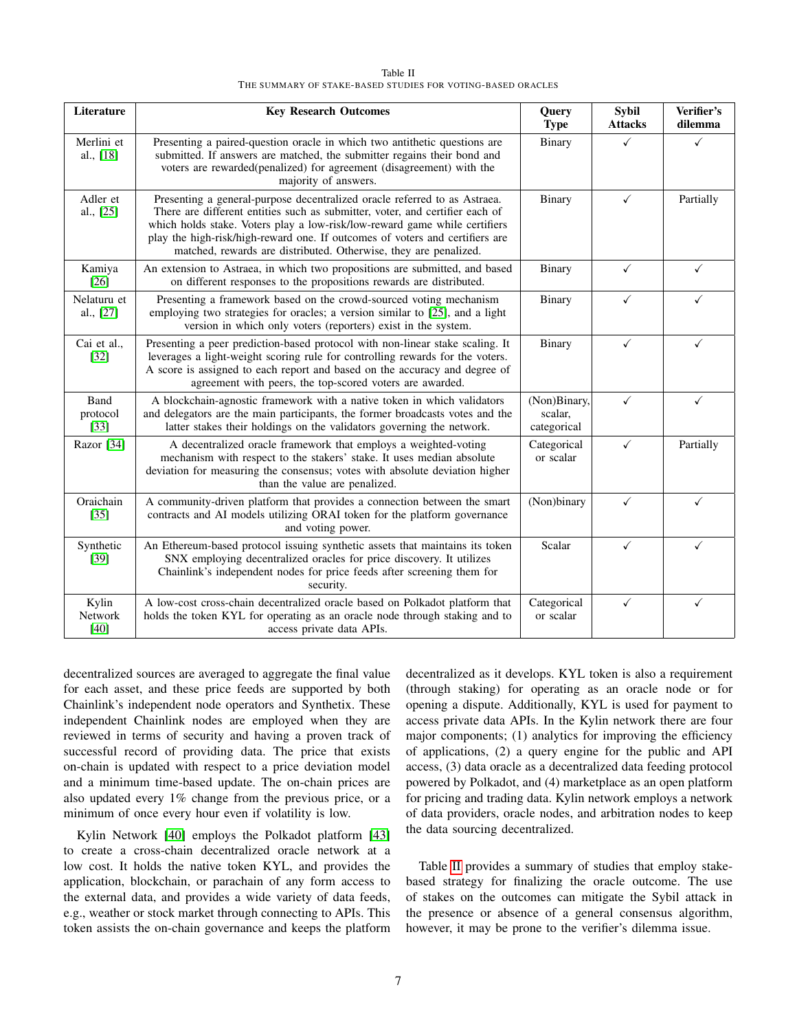Table II
THE SUMMARY OF STAKE-BASED STUDIES FOR VOTING-BASED ORACLES

| Literature | Key Research Outcomes | Query Type | Sybil Attacks | Verifier's dilemma |
|---|---|---|---|---|
| Merlini et al., [18] | Presenting a paired-question oracle in which two antithetic questions are submitted. If answers are matched, the submitter regains their bond and voters are rewarded(penalized) for agreement (disagreement) with the majority of answers. | Binary | ✓ | ✓ |
| Adler et al., [25] | Presenting a general-purpose decentralized oracle referred to as Astraea. There are different entities such as submitter, voter, and certifier each of which holds stake. Voters play a low-risk/low-reward game while certifiers play the high-risk/high-reward one. If outcomes of voters and certifiers are matched, rewards are distributed. Otherwise, they are penalized. | Binary | ✓ | Partially |
| Kamiya [26] | An extension to Astraea, in which two propositions are submitted, and based on different responses to the propositions rewards are distributed. | Binary | ✓ | ✓ |
| Nelaturu et al., [27] | Presenting a framework based on the crowd-sourced voting mechanism employing two strategies for oracles; a version similar to [25], and a light version in which only voters (reporters) exist in the system. | Binary | ✓ | ✓ |
| Cai et al., [32] | Presenting a peer prediction-based protocol with non-linear stake scaling. It leverages a light-weight scoring rule for controlling rewards for the voters. A score is assigned to each report and based on the accuracy and degree of agreement with peers, the top-scored voters are awarded. | Binary | ✓ | ✓ |
| Band protocol [33] | A blockchain-agnostic framework with a native token in which validators and delegators are the main participants, the former broadcasts votes and the latter stakes their holdings on the validators governing the network. | (Non)Binary, scalar, categorical | ✓ | ✓ |
| Razor [34] | A decentralized oracle framework that employs a weighted-voting mechanism with respect to the stakers' stake. It uses median absolute deviation for measuring the consensus; votes with absolute deviation higher than the value are penalized. | Categorical or scalar | ✓ | Partially |
| Oraichain [35] | A community-driven platform that provides a connection between the smart contracts and AI models utilizing ORAI token for the platform governance and voting power. | (Non)binary | ✓ | ✓ |
| Synthetic [39] | An Ethereum-based protocol issuing synthetic assets that maintains its token SNX employing decentralized oracles for price discovery. It utilizes Chainlink's independent nodes for price feeds after screening them for security. | Scalar | ✓ | ✓ |
| Kylin Network [40] | A low-cost cross-chain decentralized oracle based on Polkadot platform that holds the token KYL for operating as an oracle node through staking and to access private data APIs. | Categorical or scalar | ✓ | ✓ |

decentralized sources are averaged to aggregate the final value for each asset, and these price feeds are supported by both Chainlink's independent node operators and Synthetix. These independent Chainlink nodes are employed when they are reviewed in terms of security and having a proven track of successful record of providing data. The price that exists on-chain is updated with respect to a price deviation model and a minimum time-based update. The on-chain prices are also updated every 1% change from the previous price, or a minimum of once every hour even if volatility is low.

Kylin Network [40] employs the Polkadot platform [43] to create a cross-chain decentralized oracle network at a low cost. It holds the native token KYL, and provides the application, blockchain, or parachain of any form access to the external data, and provides a wide variety of data feeds, e.g., weather or stock market through connecting to APIs. This token assists the on-chain governance and keeps the platform decentralized as it develops. KYL token is also a requirement (through staking) for operating as an oracle node or for opening a dispute. Additionally, KYL is used for payment to access private data APIs. In the Kylin network there are four major components; (1) analytics for improving the efficiency of applications, (2) a query engine for the public and API access, (3) data oracle as a decentralized data feeding protocol powered by Polkadot, and (4) marketplace as an open platform for pricing and trading data. Kylin network employs a network of data providers, oracle nodes, and arbitration nodes to keep the data sourcing decentralized.

Table II provides a summary of studies that employ stake-based strategy for finalizing the oracle outcome. The use of stakes on the outcomes can mitigate the Sybil attack in the presence or absence of a general consensus algorithm, however, it may be prone to the verifier's dilemma issue.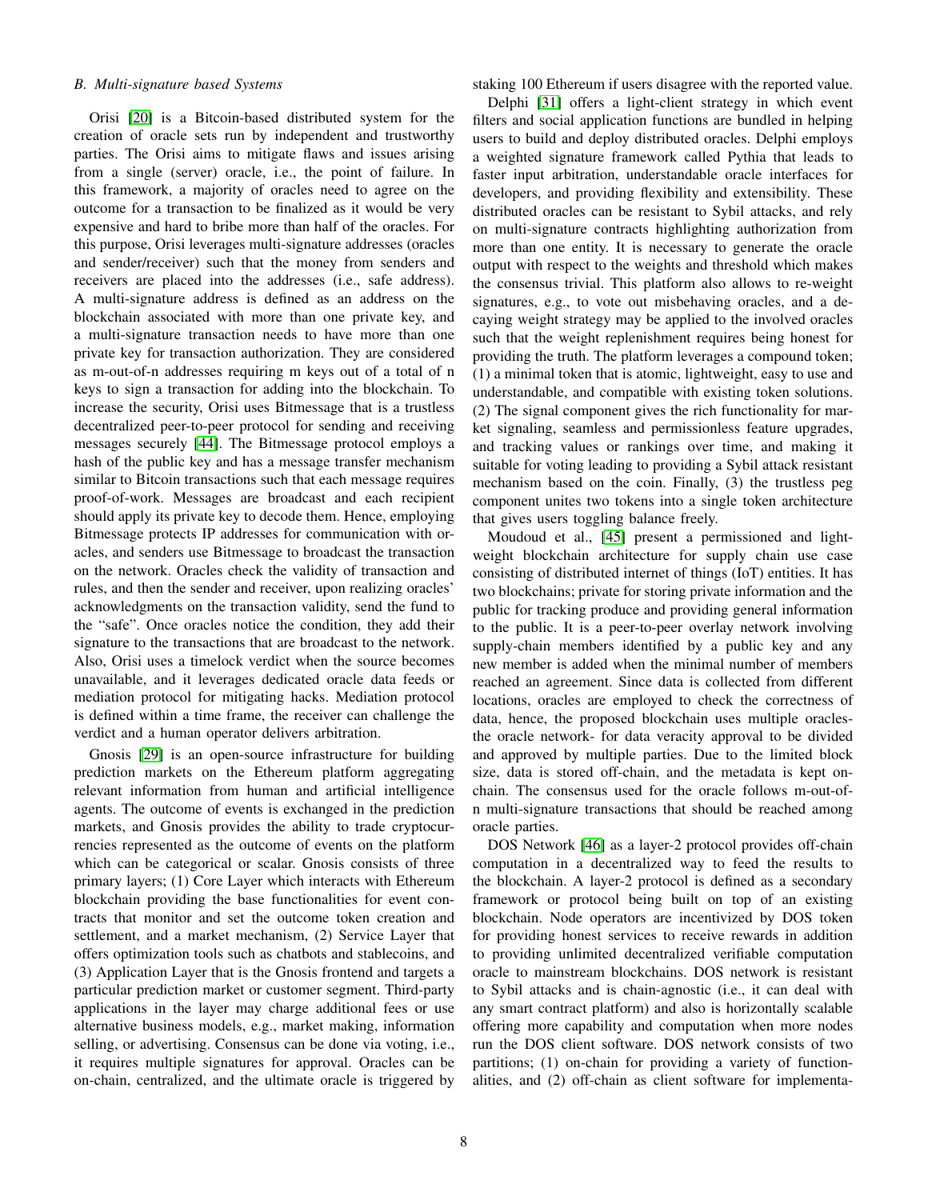### B. Multi-signature based Systems

Orisi [20] is a Bitcoin-based distributed system for the creation of oracle sets run by independent and trustworthy parties. The Orisi aims to mitigate flaws and issues arising from a single (server) oracle, i.e., the point of failure. In this framework, a majority of oracles need to agree on the outcome for a transaction to be finalized as it would be very expensive and hard to bribe more than half of the oracles. For this purpose, Orisi leverages multi-signature addresses (oracles and sender/receiver) such that the money from senders and receivers are placed into the addresses (i.e., safe address). A multi-signature address is defined as an address on the blockchain associated with more than one private key, and a multi-signature transaction needs to have more than one private key for transaction authorization. They are considered as m-out-of-n addresses requiring m keys out of a total of n keys to sign a transaction for adding into the blockchain. To increase the security, Orisi uses Bitmessage that is a trustless decentralized peer-to-peer protocol for sending and receiving messages securely [44]. The Bitmessage protocol employs a hash of the public key and has a message transfer mechanism similar to Bitcoin transactions such that each message requires proof-of-work. Messages are broadcast and each recipient should apply its private key to decode them. Hence, employing Bitmessage protects IP addresses for communication with oracles, and senders use Bitmessage to broadcast the transaction on the network. Oracles check the validity of transaction and rules, and then the sender and receiver, upon realizing oracles' acknowledgments on the transaction validity, send the fund to the "safe". Once oracles notice the condition, they add their signature to the transactions that are broadcast to the network. Also, Orisi uses a timelock verdict when the source becomes unavailable, and it leverages dedicated oracle data feeds or mediation protocol for mitigating hacks. Mediation protocol is defined within a time frame, the receiver can challenge the verdict and a human operator delivers arbitration.

Gnosis [29] is an open-source infrastructure for building prediction markets on the Ethereum platform aggregating relevant information from human and artificial intelligence agents. The outcome of events is exchanged in the prediction markets, and Gnosis provides the ability to trade cryptocurrencies represented as the outcome of events on the platform which can be categorical or scalar. Gnosis consists of three primary layers; (1) Core Layer which interacts with Ethereum blockchain providing the base functionalities for event contracts that monitor and set the outcome token creation and settlement, and a market mechanism, (2) Service Layer that offers optimization tools such as chatbots and stablecoins, and (3) Application Layer that is the Gnosis frontend and targets a particular prediction market or customer segment. Third-party applications in the layer may charge additional fees or use alternative business models, e.g., market making, information selling, or advertising. Consensus can be done via voting, i.e., it requires multiple signatures for approval. Oracles can be on-chain, centralized, and the ultimate oracle is triggered by staking 100 Ethereum if users disagree with the reported value.

Delphi [31] offers a light-client strategy in which event filters and social application functions are bundled in helping users to build and deploy distributed oracles. Delphi employs a weighted signature framework called Pythia that leads to faster input arbitration, understandable oracle interfaces for developers, and providing flexibility and extensibility. These distributed oracles can be resistant to Sybil attacks, and rely on multi-signature contracts highlighting authorization from more than one entity. It is necessary to generate the oracle output with respect to the weights and threshold which makes the consensus trivial. This platform also allows to re-weight signatures, e.g., to vote out misbehaving oracles, and a decaying weight strategy may be applied to the involved oracles such that the weight replenishment requires being honest for providing the truth. The platform leverages a compound token; (1) a minimal token that is atomic, lightweight, easy to use and understandable, and compatible with existing token solutions. (2) The signal component gives the rich functionality for market signaling, seamless and permissionless feature upgrades, and tracking values or rankings over time, and making it suitable for voting leading to providing a Sybil attack resistant mechanism based on the coin. Finally, (3) the trustless peg component unites two tokens into a single token architecture that gives users toggling balance freely.

Moudoud et al., [45] present a permissioned and lightweight blockchain architecture for supply chain use case consisting of distributed internet of things (IoT) entities. It has two blockchains; private for storing private information and the public for tracking produce and providing general information to the public. It is a peer-to-peer overlay network involving supply-chain members identified by a public key and any new member is added when the minimal number of members reached an agreement. Since data is collected from different locations, oracles are employed to check the correctness of data, hence, the proposed blockchain uses multiple oracles- the oracle network- for data veracity approval to be divided and approved by multiple parties. Due to the limited block size, data is stored off-chain, and the metadata is kept on-chain. The consensus used for the oracle follows m-out-of-n multi-signature transactions that should be reached among oracle parties.

DOS Network [46] as a layer-2 protocol provides off-chain computation in a decentralized way to feed the results to the blockchain. A layer-2 protocol is defined as a secondary framework or protocol being built on top of an existing blockchain. Node operators are incentivized by DOS token for providing honest services to receive rewards in addition to providing unlimited decentralized verifiable computation oracle to mainstream blockchains. DOS network is resistant to Sybil attacks and is chain-agnostic (i.e., it can deal with any smart contract platform) and also is horizontally scalable offering more capability and computation when more nodes run the DOS client software. DOS network consists of two partitions; (1) on-chain for providing a variety of functionalities, and (2) off-chain as client software for implementa-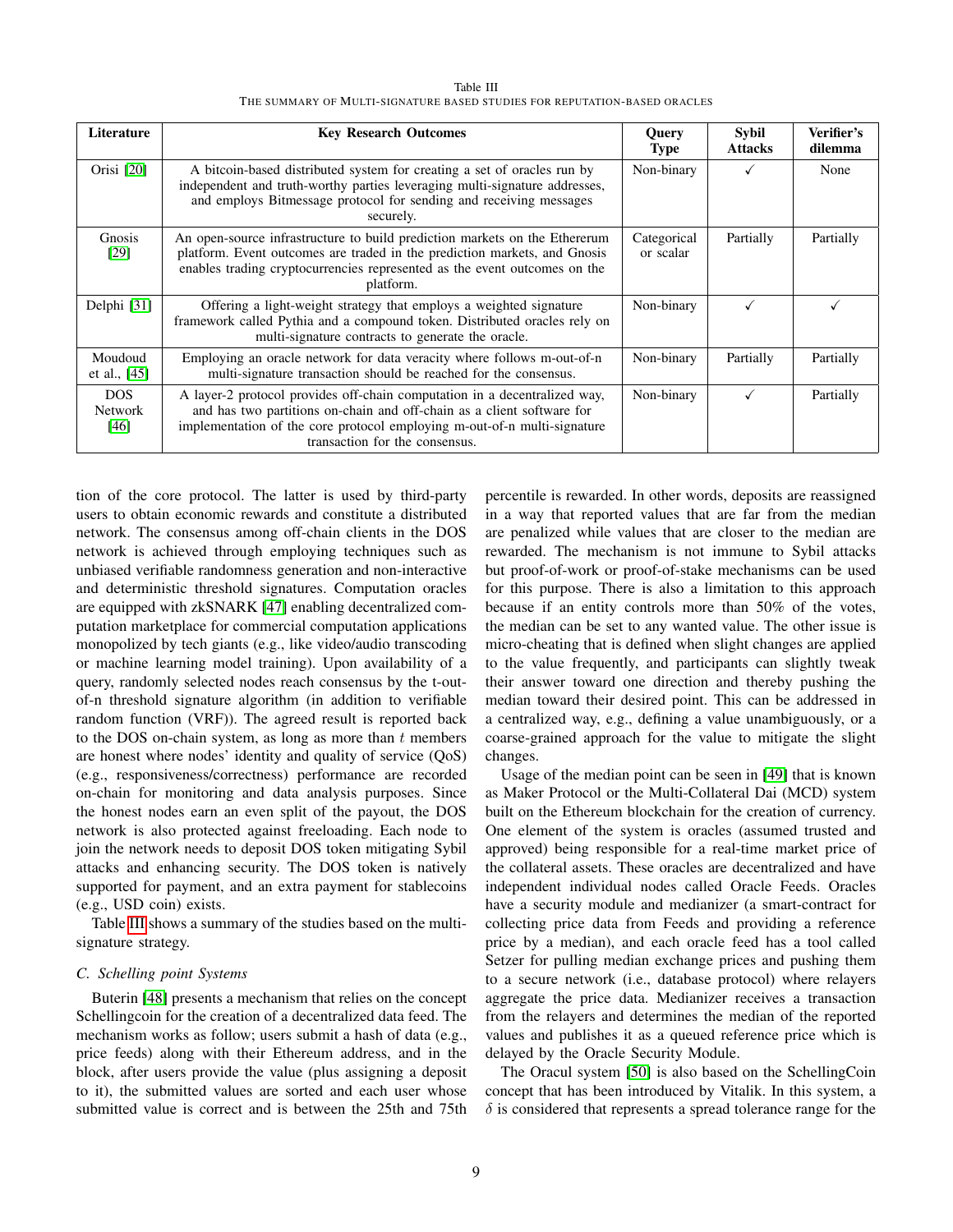Table III
THE SUMMARY OF MULTI-SIGNATURE BASED STUDIES FOR REPUTATION-BASED ORACLES

| Literature | Key Research Outcomes | Query Type | Sybil Attacks | Verifier's dilemma |
|---|---|---|---|---|
| Orisi [20] | A bitcoin-based distributed system for creating a set of oracles run by independent and truth-worthy parties leveraging multi-signature addresses, and employs Bitmessage protocol for sending and receiving messages securely. | Non-binary | ✓ | None |
| Gnosis [29] | An open-source infrastructure to build prediction markets on the Ethererum platform. Event outcomes are traded in the prediction markets, and Gnosis enables trading cryptocurrencies represented as the event outcomes on the platform. | Categorical or scalar | Partially | Partially |
| Delphi [31] | Offering a light-weight strategy that employs a weighted signature framework called Pythia and a compound token. Distributed oracles rely on multi-signature contracts to generate the oracle. | Non-binary | ✓ | ✓ |
| Moudoud et al., [45] | Employing an oracle network for data veracity where follows m-out-of-n multi-signature transaction should be reached for the consensus. | Non-binary | Partially | Partially |
| DOS Network [46] | A layer-2 protocol provides off-chain computation in a decentralized way, and has two partitions on-chain and off-chain as a client software for implementation of the core protocol employing m-out-of-n multi-signature transaction for the consensus. | Non-binary | ✓ | Partially |

tion of the core protocol. The latter is used by third-party users to obtain economic rewards and constitute a distributed network. The consensus among off-chain clients in the DOS network is achieved through employing techniques such as unbiased verifiable randomness generation and non-interactive and deterministic threshold signatures. Computation oracles are equipped with zkSNARK [47] enabling decentralized computation marketplace for commercial computation applications monopolized by tech giants (e.g., like video/audio transcoding or machine learning model training). Upon availability of a query, randomly selected nodes reach consensus by the t-out-of-n threshold signature algorithm (in addition to verifiable random function (VRF)). The agreed result is reported back to the DOS on-chain system, as long as more than $t$ members are honest where nodes' identity and quality of service (QoS) (e.g., responsiveness/correctness) performance are recorded on-chain for monitoring and data analysis purposes. Since the honest nodes earn an even split of the payout, the DOS network is also protected against freeloading. Each node to join the network needs to deposit DOS token mitigating Sybil attacks and enhancing security. The DOS token is natively supported for payment, and an extra payment for stablecoins (e.g., USD coin) exists.

Table III shows a summary of the studies based on the multi-signature strategy.

### C. Schelling point Systems

Buterin [48] presents a mechanism that relies on the concept Schellingcoin for the creation of a decentralized data feed. The mechanism works as follow; users submit a hash of data (e.g., price feeds) along with their Ethereum address, and in the block, after users provide the value (plus assigning a deposit to it), the submitted values are sorted and each user whose submitted value is correct and is between the 25th and 75th percentile is rewarded. In other words, deposits are reassigned in a way that reported values that are far from the median are penalized while values that are closer to the median are rewarded. The mechanism is not immune to Sybil attacks but proof-of-work or proof-of-stake mechanisms can be used for this purpose. There is also a limitation to this approach because if an entity controls more than 50% of the votes, the median can be set to any wanted value. The other issue is micro-cheating that is defined when slight changes are applied to the value frequently, and participants can slightly tweak their answer toward one direction and thereby pushing the median toward their desired point. This can be addressed in a centralized way, e.g., defining a value unambiguously, or a coarse-grained approach for the value to mitigate the slight changes.

Usage of the median point can be seen in [49] that is known as Maker Protocol or the Multi-Collateral Dai (MCD) system built on the Ethereum blockchain for the creation of currency. One element of the system is oracles (assumed trusted and approved) being responsible for a real-time market price of the collateral assets. These oracles are decentralized and have independent individual nodes called Oracle Feeds. Oracles have a security module and medianizer (a smart-contract for collecting price data from Feeds and providing a reference price by a median), and each oracle feed has a tool called Setzer for pulling median exchange prices and pushing them to a secure network (i.e., database protocol) where relayers aggregate the price data. Medianizer receives a transaction from the relayers and determines the median of the reported values and publishes it as a queued reference price which is delayed by the Oracle Security Module.

The Oracul system [50] is also based on the SchellingCoin concept that has been introduced by Vitalik. In this system, a $\delta$ is considered that represents a spread tolerance range for the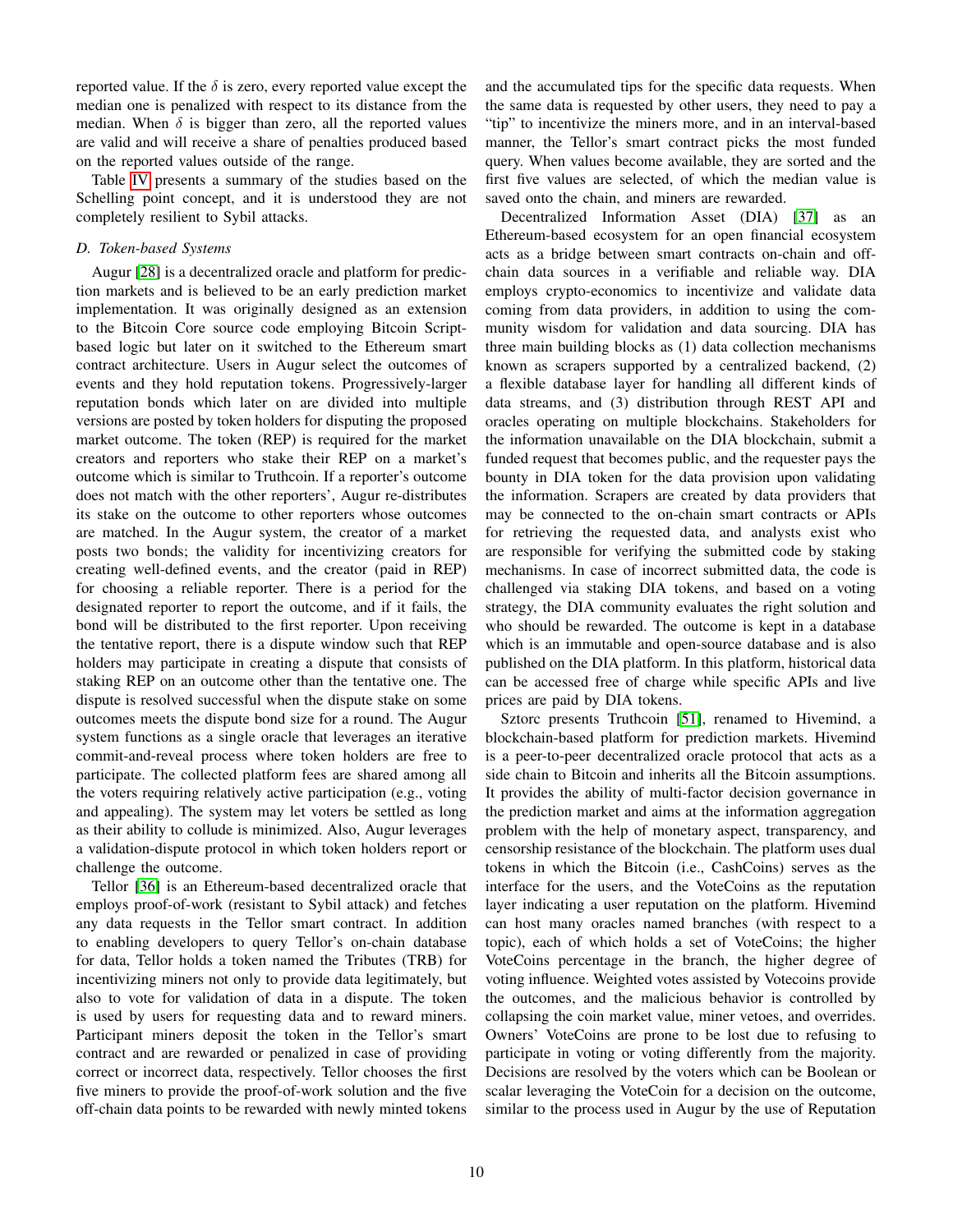reported value. If the $\delta$ is zero, every reported value except the median one is penalized with respect to its distance from the median. When $\delta$ is bigger than zero, all the reported values are valid and will receive a share of penalties produced based on the reported values outside of the range.

Table IV presents a summary of the studies based on the Schelling point concept, and it is understood they are not completely resilient to Sybil attacks.

### D. Token-based Systems

Augur [28] is a decentralized oracle and platform for prediction markets and is believed to be an early prediction market implementation. It was originally designed as an extension to the Bitcoin Core source code employing Bitcoin Script-based logic but later on it switched to the Ethereum smart contract architecture. Users in Augur select the outcomes of events and they hold reputation tokens. Progressively-larger reputation bonds which later on are divided into multiple versions are posted by token holders for disputing the proposed market outcome. The token (REP) is required for the market creators and reporters who stake their REP on a market's outcome which is similar to Truthcoin. If a reporter's outcome does not match with the other reporters', Augur re-distributes its stake on the outcome to other reporters whose outcomes are matched. In the Augur system, the creator of a market posts two bonds; the validity for incentivizing creators for creating well-defined events, and the creator (paid in REP) for choosing a reliable reporter. There is a period for the designated reporter to report the outcome, and if it fails, the bond will be distributed to the first reporter. Upon receiving the tentative report, there is a dispute window such that REP holders may participate in creating a dispute that consists of staking REP on an outcome other than the tentative one. The dispute is resolved successful when the dispute stake on some outcomes meets the dispute bond size for a round. The Augur system functions as a single oracle that leverages an iterative commit-and-reveal process where token holders are free to participate. The collected platform fees are shared among all the voters requiring relatively active participation (e.g., voting and appealing). The system may let voters be settled as long as their ability to collude is minimized. Also, Augur leverages a validation-dispute protocol in which token holders report or challenge the outcome.

Tellor [36] is an Ethereum-based decentralized oracle that employs proof-of-work (resistant to Sybil attack) and fetches any data requests in the Tellor smart contract. In addition to enabling developers to query Tellor's on-chain database for data, Tellor holds a token named the Tributes (TRB) for incentivizing miners not only to provide data legitimately, but also to vote for validation of data in a dispute. The token is used by users for requesting data and to reward miners. Participant miners deposit the token in the Tellor's smart contract and are rewarded or penalized in case of providing correct or incorrect data, respectively. Tellor chooses the first five miners to provide the proof-of-work solution and the five off-chain data points to be rewarded with newly minted tokens and the accumulated tips for the specific data requests. When the same data is requested by other users, they need to pay a "tip" to incentivize the miners more, and in an interval-based manner, the Tellor's smart contract picks the most funded query. When values become available, they are sorted and the first five values are selected, of which the median value is saved onto the chain, and miners are rewarded.

Decentralized Information Asset (DIA) [37] as an Ethereum-based ecosystem for an open financial ecosystem acts as a bridge between smart contracts on-chain and off-chain data sources in a verifiable and reliable way. DIA employs crypto-economics to incentivize and validate data coming from data providers, in addition to using the community wisdom for validation and data sourcing. DIA has three main building blocks as (1) data collection mechanisms known as scrapers supported by a centralized backend, (2) a flexible database layer for handling all different kinds of data streams, and (3) distribution through REST API and oracles operating on multiple blockchains. Stakeholders for the information unavailable on the DIA blockchain, submit a funded request that becomes public, and the requester pays the bounty in DIA token for the data provision upon validating the information. Scrapers are created by data providers that may be connected to the on-chain smart contracts or APIs for retrieving the requested data, and analysts exist who are responsible for verifying the submitted code by staking mechanisms. In case of incorrect submitted data, the code is challenged via staking DIA tokens, and based on a voting strategy, the DIA community evaluates the right solution and who should be rewarded. The outcome is kept in a database which is an immutable and open-source database and is also published on the DIA platform. In this platform, historical data can be accessed free of charge while specific APIs and live prices are paid by DIA tokens.

Sztorc presents Truthcoin [51], renamed to Hivemind, a blockchain-based platform for prediction markets. Hivemind is a peer-to-peer decentralized oracle protocol that acts as a side chain to Bitcoin and inherits all the Bitcoin assumptions. It provides the ability of multi-factor decision governance in the prediction market and aims at the information aggregation problem with the help of monetary aspect, transparency, and censorship resistance of the blockchain. The platform uses dual tokens in which the Bitcoin (i.e., CashCoins) serves as the interface for the users, and the VoteCoins as the reputation layer indicating a user reputation on the platform. Hivemind can host many oracles named branches (with respect to a topic), each of which holds a set of VoteCoins; the higher VoteCoins percentage in the branch, the higher degree of voting influence. Weighted votes assisted by Votecoins provide the outcomes, and the malicious behavior is controlled by collapsing the coin market value, miner vetoes, and overrides. Owners' VoteCoins are prone to be lost due to refusing to participate in voting or voting differently from the majority. Decisions are resolved by the voters which can be Boolean or scalar leveraging the VoteCoin for a decision on the outcome, similar to the process used in Augur by the use of Reputation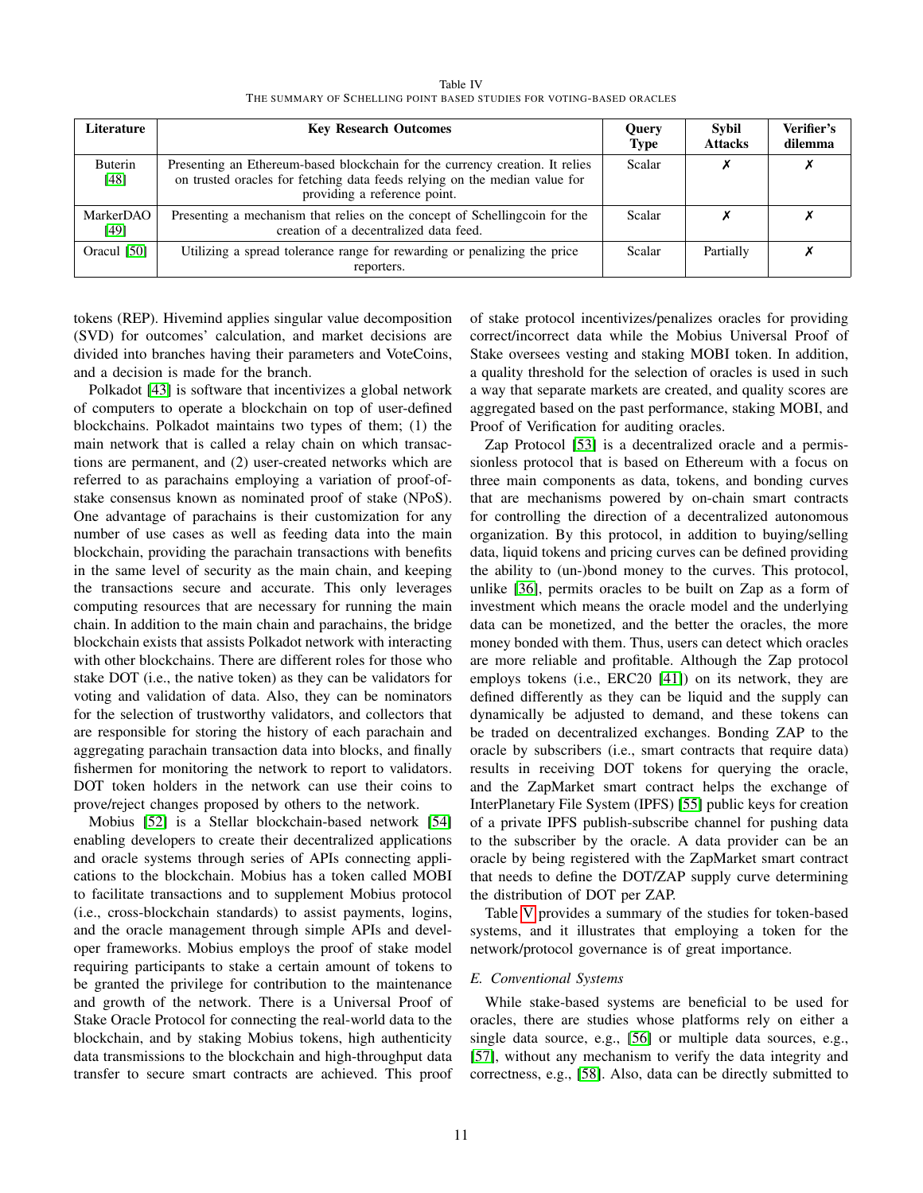Table IV
THE SUMMARY OF SCHELLING POINT BASED STUDIES FOR VOTING-BASED ORACLES

| Literature | Key Research Outcomes | Query Type | Sybil Attacks | Verifier's dilemma |
|---|---|---|---|---|
| Buterin [48] | Presenting an Ethereum-based blockchain for the currency creation. It relies on trusted oracles for fetching data feeds relying on the median value for providing a reference point. | Scalar | ✗ | ✗ |
| MarkerDAO [49] | Presenting a mechanism that relies on the concept of Schellingcoin for the creation of a decentralized data feed. | Scalar | ✗ | ✗ |
| Oracul [50] | Utilizing a spread tolerance range for rewarding or penalizing the price reporters. | Scalar | Partially | ✗ |

tokens (REP). Hivemind applies singular value decomposition (SVD) for outcomes' calculation, and market decisions are divided into branches having their parameters and VoteCoins, and a decision is made for the branch.

Polkadot [43] is software that incentivizes a global network of computers to operate a blockchain on top of user-defined blockchains. Polkadot maintains two types of them; (1) the main network that is called a relay chain on which transactions are permanent, and (2) user-created networks which are referred to as parachains employing a variation of proof-of-stake consensus known as nominated proof of stake (NPoS). One advantage of parachains is their customization for any number of use cases as well as feeding data into the main blockchain, providing the parachain transactions with benefits in the same level of security as the main chain, and keeping the transactions secure and accurate. This only leverages computing resources that are necessary for running the main chain. In addition to the main chain and parachains, the bridge blockchain exists that assists Polkadot network with interacting with other blockchains. There are different roles for those who stake DOT (i.e., the native token) as they can be validators for voting and validation of data. Also, they can be nominators for the selection of trustworthy validators, and collectors that are responsible for storing the history of each parachain and aggregating parachain transaction data into blocks, and finally fishermen for monitoring the network to report to validators. DOT token holders in the network can use their coins to prove/reject changes proposed by others to the network.

Mobius [52] is a Stellar blockchain-based network [54] enabling developers to create their decentralized applications and oracle systems through series of APIs connecting applications to the blockchain. Mobius has a token called MOBI to facilitate transactions and to supplement Mobius protocol (i.e., cross-blockchain standards) to assist payments, logins, and the oracle management through simple APIs and developer frameworks. Mobius employs the proof of stake model requiring participants to stake a certain amount of tokens to be granted the privilege for contribution to the maintenance and growth of the network. There is a Universal Proof of Stake Oracle Protocol for connecting the real-world data to the blockchain, and by staking Mobius tokens, high authenticity data transmissions to the blockchain and high-throughput data transfer to secure smart contracts are achieved. This proof of stake protocol incentivizes/penalizes oracles for providing correct/incorrect data while the Mobius Universal Proof of Stake oversees vesting and staking MOBI token. In addition, a quality threshold for the selection of oracles is used in such a way that separate markets are created, and quality scores are aggregated based on the past performance, staking MOBI, and Proof of Verification for auditing oracles.

Zap Protocol [53] is a decentralized oracle and a permissionless protocol that is based on Ethereum with a focus on three main components as data, tokens, and bonding curves that are mechanisms powered by on-chain smart contracts for controlling the direction of a decentralized autonomous organization. By this protocol, in addition to buying/selling data, liquid tokens and pricing curves can be defined providing the ability to (un-)bond money to the curves. This protocol, unlike [36], permits oracles to be built on Zap as a form of investment which means the oracle model and the underlying data can be monetized, and the better the oracles, the more money bonded with them. Thus, users can detect which oracles are more reliable and profitable. Although the Zap protocol employs tokens (i.e., ERC20 [41]) on its network, they are defined differently as they can be liquid and the supply can dynamically be adjusted to demand, and these tokens can be traded on decentralized exchanges. Bonding ZAP to the oracle by subscribers (i.e., smart contracts that require data) results in receiving DOT tokens for querying the oracle, and the ZapMarket smart contract helps the exchange of InterPlanetary File System (IPFS) [55] public keys for creation of a private IPFS publish-subscribe channel for pushing data to the subscriber by the oracle. A data provider can be an oracle by being registered with the ZapMarket smart contract that needs to define the DOT/ZAP supply curve determining the distribution of DOT per ZAP.

Table V provides a summary of the studies for token-based systems, and it illustrates that employing a token for the network/protocol governance is of great importance.

### *E. Conventional Systems*

While stake-based systems are beneficial to be used for oracles, there are studies whose platforms rely on either a single data source, e.g., [56] or multiple data sources, e.g., [57], without any mechanism to verify the data integrity and correctness, e.g., [58]. Also, data can be directly submitted to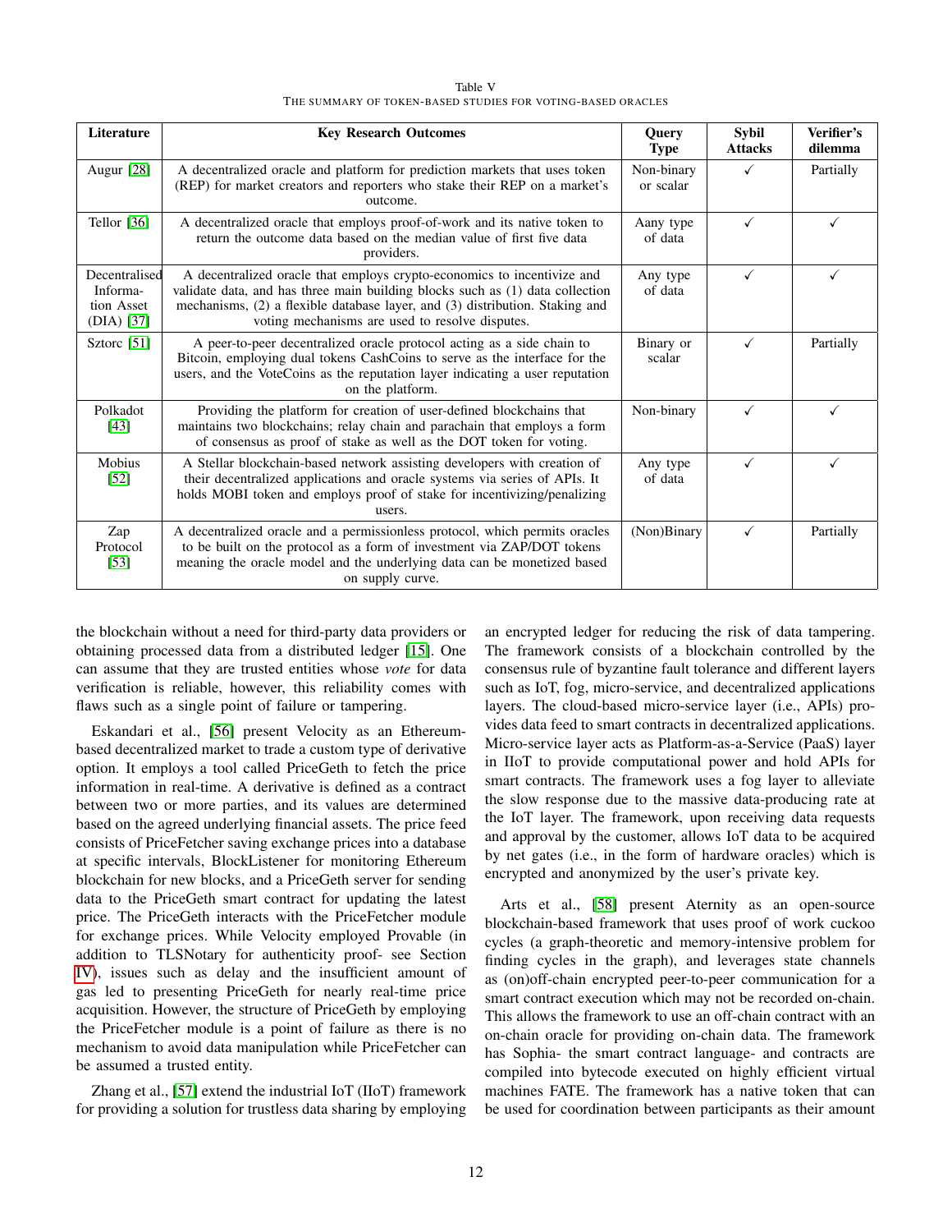Table V
THE SUMMARY OF TOKEN-BASED STUDIES FOR VOTING-BASED ORACLES

| Literature | Key Research Outcomes | Query Type | Sybil Attacks | Verifier's dilemma |
|---|---|---|---|---|
| Augur [28] | A decentralized oracle and platform for prediction markets that uses token (REP) for market creators and reporters who stake their REP on a market's outcome. | Non-binary or scalar | ✓ | Partially |
| Tellor [36] | A decentralized oracle that employs proof-of-work and its native token to return the outcome data based on the median value of first five data providers. | Aany type of data | ✓ | ✓ |
| Decentralised Information Asset (DIA) [37] | A decentralized oracle that employs crypto-economics to incentivize and validate data, and has three main building blocks such as (1) data collection mechanisms, (2) a flexible database layer, and (3) distribution. Staking and voting mechanisms are used to resolve disputes. | Any type of data | ✓ | ✓ |
| Sztorc [51] | A peer-to-peer decentralized oracle protocol acting as a side chain to Bitcoin, employing dual tokens CashCoins to serve as the interface for the users, and the VoteCoins as the reputation layer indicating a user reputation on the platform. | Binary or scalar | ✓ | Partially |
| Polkadot [43] | Providing the platform for creation of user-defined blockchains that maintains two blockchains; relay chain and parachain that employs a form of consensus as proof of stake as well as the DOT token for voting. | Non-binary | ✓ | ✓ |
| Mobius [52] | A Stellar blockchain-based network assisting developers with creation of their decentralized applications and oracle systems via series of APIs. It holds MOBI token and employs proof of stake for incentivizing/penalizing users. | Any type of data | ✓ | ✓ |
| Zap Protocol [53] | A decentralized oracle and a permissionless protocol, which permits oracles to be built on the protocol as a form of investment via ZAP/DOT tokens meaning the oracle model and the underlying data can be monetized based on supply curve. | (Non)Binary | ✓ | Partially |

the blockchain without a need for third-party data providers or obtaining processed data from a distributed ledger [15]. One can assume that they are trusted entities whose *vote* for data verification is reliable, however, this reliability comes with flaws such as a single point of failure or tampering.

Eskandari et al., [56] present Velocity as an Ethereum-based decentralized market to trade a custom type of derivative option. It employs a tool called PriceGeth to fetch the price information in real-time. A derivative is defined as a contract between two or more parties, and its values are determined based on the agreed underlying financial assets. The price feed consists of PriceFetcher saving exchange prices into a database at specific intervals, BlockListener for monitoring Ethereum blockchain for new blocks, and a PriceGeth server for sending data to the PriceGeth smart contract for updating the latest price. The PriceGeth interacts with the PriceFetcher module for exchange prices. While Velocity employed Provable (in addition to TLSNotary for authenticity proof- see Section IV), issues such as delay and the insufficient amount of gas led to presenting PriceGeth for nearly real-time price acquisition. However, the structure of PriceGeth by employing the PriceFetcher module is a point of failure as there is no mechanism to avoid data manipulation while PriceFetcher can be assumed a trusted entity.

Zhang et al., [57] extend the industrial IoT (IIoT) framework for providing a solution for trustless data sharing by employing an encrypted ledger for reducing the risk of data tampering. The framework consists of a blockchain controlled by the consensus rule of byzantine fault tolerance and different layers such as IoT, fog, micro-service, and decentralized applications layers. The cloud-based micro-service layer (i.e., APIs) provides data feed to smart contracts in decentralized applications. Micro-service layer acts as Platform-as-a-Service (PaaS) layer in IIoT to provide computational power and hold APIs for smart contracts. The framework uses a fog layer to alleviate the slow response due to the massive data-producing rate at the IoT layer. The framework, upon receiving data requests and approval by the customer, allows IoT data to be acquired by net gates (i.e., in the form of hardware oracles) which is encrypted and anonymized by the user's private key.

Arts et al., [58] present Aternity as an open-source blockchain-based framework that uses proof of work cuckoo cycles (a graph-theoretic and memory-intensive problem for finding cycles in the graph), and leverages state channels as (on)off-chain encrypted peer-to-peer communication for a smart contract execution which may not be recorded on-chain. This allows the framework to use an off-chain contract with an on-chain oracle for providing on-chain data. The framework has Sophia- the smart contract language- and contracts are compiled into bytecode executed on highly efficient virtual machines FATE. The framework has a native token that can be used for coordination between participants as their amount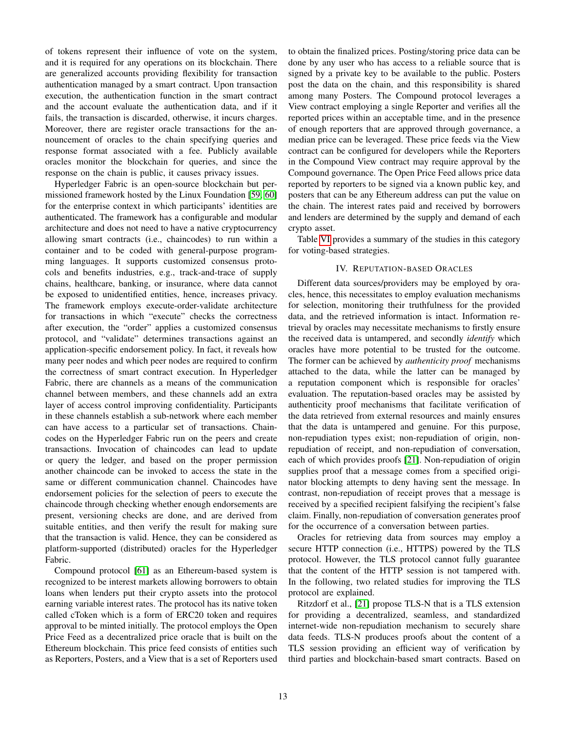of tokens represent their influence of vote on the system, and it is required for any operations on its blockchain. There are generalized accounts providing flexibility for transaction authentication managed by a smart contract. Upon transaction execution, the authentication function in the smart contract and the account evaluate the authentication data, and if it fails, the transaction is discarded, otherwise, it incurs charges. Moreover, there are register oracle transactions for the announcement of oracles to the chain specifying queries and response format associated with a fee. Publicly available oracles monitor the blockchain for queries, and since the response on the chain is public, it causes privacy issues.

Hyperledger Fabric is an open-source blockchain but permissioned framework hosted by the Linux Foundation [59, 60] for the enterprise context in which participants' identities are authenticated. The framework has a configurable and modular architecture and does not need to have a native cryptocurrency allowing smart contracts (i.e., chaincodes) to run within a container and to be coded with general-purpose programming languages. It supports customized consensus protocols and benefits industries, e.g., track-and-trace of supply chains, healthcare, banking, or insurance, where data cannot be exposed to unidentified entities, hence, increases privacy. The framework employs execute-order-validate architecture for transactions in which "execute" checks the correctness after execution, the "order" applies a customized consensus protocol, and "validate" determines transactions against an application-specific endorsement policy. In fact, it reveals how many peer nodes and which peer nodes are required to confirm the correctness of smart contract execution. In Hyperledger Fabric, there are channels as a means of the communication channel between members, and these channels add an extra layer of access control improving confidentiality. Participants in these channels establish a sub-network where each member can have access to a particular set of transactions. Chaincodes on the Hyperledger Fabric run on the peers and create transactions. Invocation of chaincodes can lead to update or query the ledger, and based on the proper permission another chaincode can be invoked to access the state in the same or different communication channel. Chaincodes have endorsement policies for the selection of peers to execute the chaincode through checking whether enough endorsements are present, versioning checks are done, and are derived from suitable entities, and then verify the result for making sure that the transaction is valid. Hence, they can be considered as platform-supported (distributed) oracles for the Hyperledger Fabric.

Compound protocol [61] as an Ethereum-based system is recognized to be interest markets allowing borrowers to obtain loans when lenders put their crypto assets into the protocol earning variable interest rates. The protocol has its native token called cToken which is a form of ERC20 token and requires approval to be minted initially. The protocol employs the Open Price Feed as a decentralized price oracle that is built on the Ethereum blockchain. This price feed consists of entities such as Reporters, Posters, and a View that is a set of Reporters used to obtain the finalized prices. Posting/storing price data can be done by any user who has access to a reliable source that is signed by a private key to be available to the public. Posters post the data on the chain, and this responsibility is shared among many Posters. The Compound protocol leverages a View contract employing a single Reporter and verifies all the reported prices within an acceptable time, and in the presence of enough reporters that are approved through governance, a median price can be leveraged. These price feeds via the View contract can be configured for developers while the Reporters in the Compound View contract may require approval by the Compound governance. The Open Price Feed allows price data reported by reporters to be signed via a known public key, and posters that can be any Ethereum address can put the value on the chain. The interest rates paid and received by borrowers and lenders are determined by the supply and demand of each crypto asset.

Table VI provides a summary of the studies in this category for voting-based strategies.

## IV. Reputation-based Oracles

Different data sources/providers may be employed by oracles, hence, this necessitates to employ evaluation mechanisms for selection, monitoring their truthfulness for the provided data, and the retrieved information is intact. Information retrieval by oracles may necessitate mechanisms to firstly ensure the received data is untampered, and secondly *identify* which oracles have more potential to be trusted for the outcome. The former can be achieved by *authenticity proof* mechanisms attached to the data, while the latter can be managed by a reputation component which is responsible for oracles' evaluation. The reputation-based oracles may be assisted by authenticity proof mechanisms that facilitate verification of the data retrieved from external resources and mainly ensures that the data is untampered and genuine. For this purpose, non-repudiation types exist; non-repudiation of origin, non-repudiation of receipt, and non-repudiation of conversation, each of which provides proofs [21]. Non-repudiation of origin supplies proof that a message comes from a specified originator blocking attempts to deny having sent the message. In contrast, non-repudiation of receipt proves that a message is received by a specified recipient falsifying the recipient's false claim. Finally, non-repudiation of conversation generates proof for the occurrence of a conversation between parties.

Oracles for retrieving data from sources may employ a secure HTTP connection (i.e., HTTPS) powered by the TLS protocol. However, the TLS protocol cannot fully guarantee that the content of the HTTP session is not tampered with. In the following, two related studies for improving the TLS protocol are explained.

Ritzdorf et al., [21] propose TLS-N that is a TLS extension for providing a decentralized, seamless, and standardized internet-wide non-repudiation mechanism to securely share data feeds. TLS-N produces proofs about the content of a TLS session providing an efficient way of verification by third parties and blockchain-based smart contracts. Based on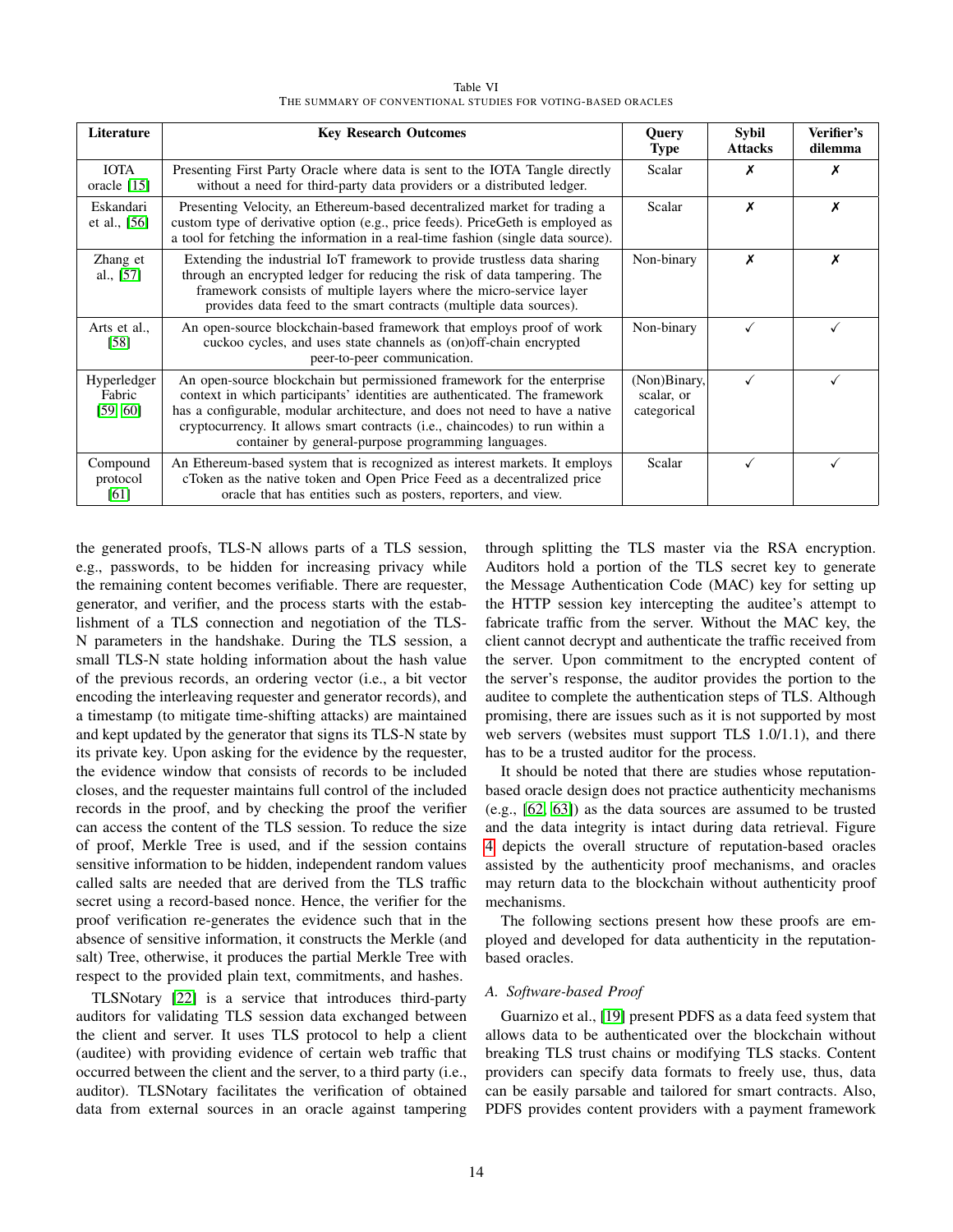Table VI
THE SUMMARY OF CONVENTIONAL STUDIES FOR VOTING-BASED ORACLES

| Literature | Key Research Outcomes | Query Type | Sybil Attacks | Verifier's dilemma |
|---|---|---|---|---|
| IOTA oracle [15] | Presenting First Party Oracle where data is sent to the IOTA Tangle directly without a need for third-party data providers or a distributed ledger. | Scalar | ✗ | ✗ |
| Eskandari et al., [56] | Presenting Velocity, an Ethereum-based decentralized market for trading a custom type of derivative option (e.g., price feeds). PriceGeth is employed as a tool for fetching the information in a real-time fashion (single data source). | Scalar | ✗ | ✗ |
| Zhang et al., [57] | Extending the industrial IoT framework to provide trustless data sharing through an encrypted ledger for reducing the risk of data tampering. The framework consists of multiple layers where the micro-service layer provides data feed to the smart contracts (multiple data sources). | Non-binary | ✗ | ✗ |
| Arts et al., [58] | An open-source blockchain-based framework that employs proof of work cuckoo cycles, and uses state channels as (on)off-chain encrypted peer-to-peer communication. | Non-binary | ✓ | ✓ |
| Hyperledger Fabric [59, 60] | An open-source blockchain but permissioned framework for the enterprise context in which participants' identities are authenticated. The framework has a configurable, modular architecture, and does not need to have a native cryptocurrency. It allows smart contracts (i.e., chaincodes) to run within a container by general-purpose programming languages. | (Non)Binary, scalar, or categorical | ✓ | ✓ |
| Compound protocol [61] | An Ethereum-based system that is recognized as interest markets. It employs cToken as the native token and Open Price Feed as a decentralized price oracle that has entities such as posters, reporters, and view. | Scalar | ✓ | ✓ |

the generated proofs, TLS-N allows parts of a TLS session, e.g., passwords, to be hidden for increasing privacy while the remaining content becomes verifiable. There are requester, generator, and verifier, and the process starts with the establishment of a TLS connection and negotiation of the TLS-N parameters in the handshake. During the TLS session, a small TLS-N state holding information about the hash value of the previous records, an ordering vector (i.e., a bit vector encoding the interleaving requester and generator records), and a timestamp (to mitigate time-shifting attacks) are maintained and kept updated by the generator that signs its TLS-N state by its private key. Upon asking for the evidence by the requester, the evidence window that consists of records to be included closes, and the requester maintains full control of the included records in the proof, and by checking the proof the verifier can access the content of the TLS session. To reduce the size of proof, Merkle Tree is used, and if the session contains sensitive information to be hidden, independent random values called salts are needed that are derived from the TLS traffic secret using a record-based nonce. Hence, the verifier for the proof verification re-generates the evidence such that in the absence of sensitive information, it constructs the Merkle (and salt) Tree, otherwise, it produces the partial Merkle Tree with respect to the provided plain text, commitments, and hashes.

TLSNotary [22] is a service that introduces third-party auditors for validating TLS session data exchanged between the client and server. It uses TLS protocol to help a client (auditee) with providing evidence of certain web traffic that occurred between the client and the server, to a third party (i.e., auditor). TLSNotary facilitates the verification of obtained data from external sources in an oracle against tampering through splitting the TLS master via the RSA encryption. Auditors hold a portion of the TLS secret key to generate the Message Authentication Code (MAC) key for setting up the HTTP session key intercepting the auditee's attempt to fabricate traffic from the server. Without the MAC key, the client cannot decrypt and authenticate the traffic received from the server. Upon commitment to the encrypted content of the server's response, the auditor provides the portion to the auditee to complete the authentication steps of TLS. Although promising, there are issues such as it is not supported by most web servers (websites must support TLS 1.0/1.1), and there has to be a trusted auditor for the process.

It should be noted that there are studies whose reputation-based oracle design does not practice authenticity mechanisms (e.g., [62, 63]) as the data sources are assumed to be trusted and the data integrity is intact during data retrieval. Figure 4 depicts the overall structure of reputation-based oracles assisted by the authenticity proof mechanisms, and oracles may return data to the blockchain without authenticity proof mechanisms.

The following sections present how these proofs are employed and developed for data authenticity in the reputation-based oracles.

### A. Software-based Proof

Guarnizo et al., [19] present PDFS as a data feed system that allows data to be authenticated over the blockchain without breaking TLS trust chains or modifying TLS stacks. Content providers can specify data formats to freely use, thus, data can be easily parsable and tailored for smart contracts. Also, PDFS provides content providers with a payment framework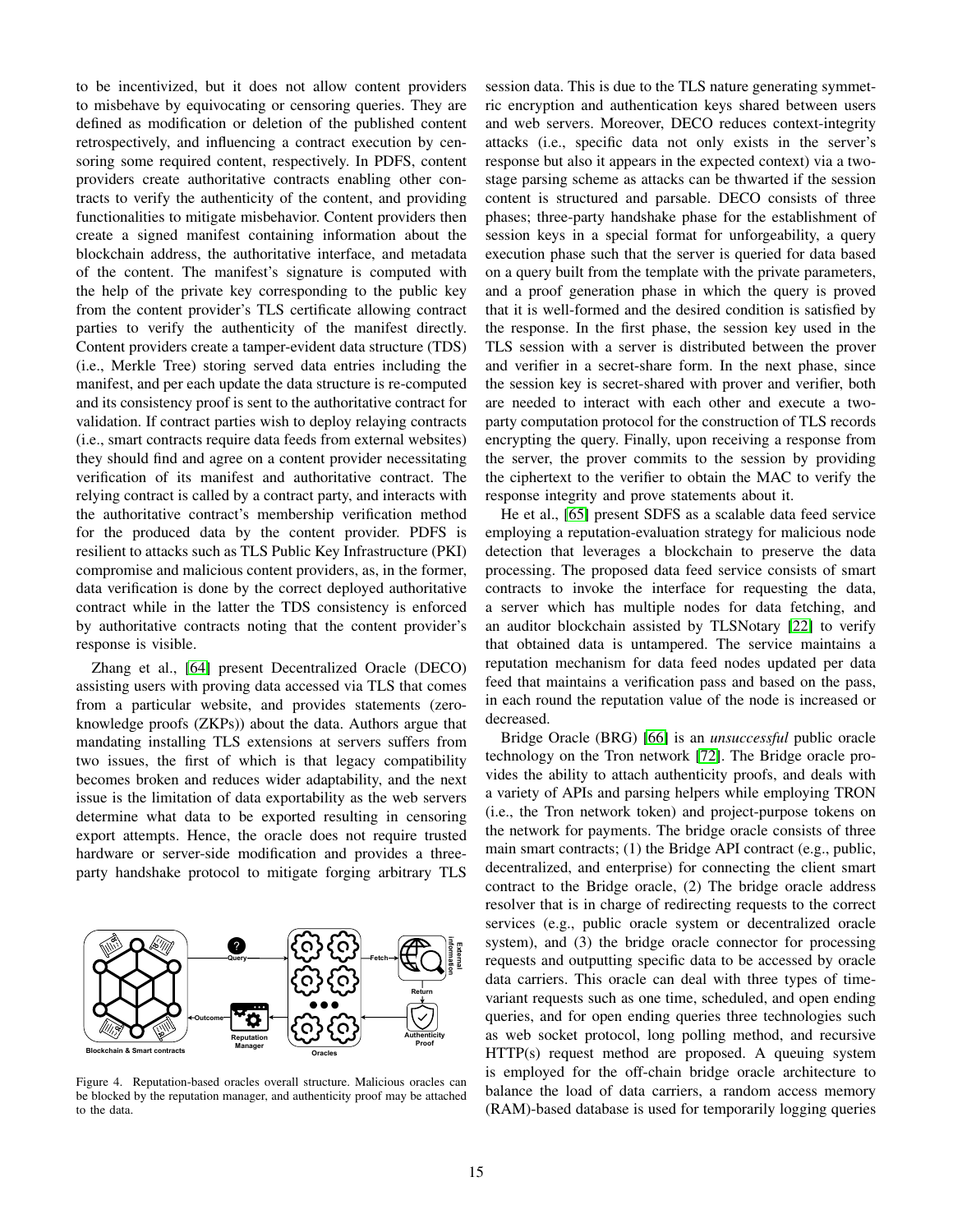to be incentivized, but it does not allow content providers to misbehave by equivocating or censoring queries. They are defined as modification or deletion of the published content retrospectively, and influencing a contract execution by censoring some required content, respectively. In PDFS, content providers create authoritative contracts enabling other contracts to verify the authenticity of the content, and providing functionalities to mitigate misbehavior. Content providers then create a signed manifest containing information about the blockchain address, the authoritative interface, and metadata of the content. The manifest's signature is computed with the help of the private key corresponding to the public key from the content provider's TLS certificate allowing contract parties to verify the authenticity of the manifest directly. Content providers create a tamper-evident data structure (TDS) (i.e., Merkle Tree) storing served data entries including the manifest, and per each update the data structure is re-computed and its consistency proof is sent to the authoritative contract for validation. If contract parties wish to deploy relaying contracts (i.e., smart contracts require data feeds from external websites) they should find and agree on a content provider necessitating verification of its manifest and authoritative contract. The relying contract is called by a contract party, and interacts with the authoritative contract's membership verification method for the produced data by the content provider. PDFS is resilient to attacks such as TLS Public Key Infrastructure (PKI) compromise and malicious content providers, as, in the former, data verification is done by the correct deployed authoritative contract while in the latter the TDS consistency is enforced by authoritative contracts noting that the content provider's response is visible.

Zhang et al., [64] present Decentralized Oracle (DECO) assisting users with proving data accessed via TLS that comes from a particular website, and provides statements (zero-knowledge proofs (ZKPs)) about the data. Authors argue that mandating installing TLS extensions at servers suffers from two issues, the first of which is that legacy compatibility becomes broken and reduces wider adaptability, and the next issue is the limitation of data exportability as the web servers determine what data to be exported resulting in censoring export attempts. Hence, the oracle does not require trusted hardware or server-side modification and provides a three-party handshake protocol to mitigate forging arbitrary TLS session data. This is due to the TLS nature generating symmetric encryption and authentication keys shared between users and web servers. Moreover, DECO reduces context-integrity attacks (i.e., specific data not only exists in the server's response but also it appears in the expected context) via a two-stage parsing scheme as attacks can be thwarted if the session content is structured and parsable. DECO consists of three phases; three-party handshake phase for the establishment of session keys in a special format for unforgeability, a query execution phase such that the server is queried for data based on a query built from the template with the private parameters, and a proof generation phase in which the query is proved that it is well-formed and the desired condition is satisfied by the response. In the first phase, the session key used in the TLS session with a server is distributed between the prover and verifier in a secret-share form. In the next phase, since the session key is secret-shared with prover and verifier, both are needed to interact with each other and execute a two-party computation protocol for the construction of TLS records encrypting the query. Finally, upon receiving a response from the server, the prover commits to the session by providing the ciphertext to the verifier to obtain the MAC to verify the response integrity and prove statements about it.

He et al., [65] present SDFS as a scalable data feed service employing a reputation-evaluation strategy for malicious node detection that leverages a blockchain to preserve the data processing. The proposed data feed service consists of smart contracts to invoke the interface for requesting the data, a server which has multiple nodes for data fetching, and an auditor blockchain assisted by TLSNotary [22] to verify that obtained data is untampered. The service maintains a reputation mechanism for data feed nodes updated per data feed that maintains a verification pass and based on the pass, in each round the reputation value of the node is increased or decreased.

Bridge Oracle (BRG) [66] is an *unsuccessful* public oracle technology on the Tron network [72]. The Bridge oracle provides the ability to attach authenticity proofs, and deals with a variety of APIs and parsing helpers while employing TRON (i.e., the Tron network token) and project-purpose tokens on the network for payments. The bridge oracle consists of three main smart contracts; (1) the Bridge API contract (e.g., public, decentralized, and enterprise) for connecting the client smart contract to the Bridge oracle, (2) The bridge oracle address resolver that is in charge of redirecting requests to the correct services (e.g., public oracle system or decentralized oracle system), and (3) the bridge oracle connector for processing requests and outputting specific data to be accessed by oracle data carriers. This oracle can deal with three types of time-variant requests such as one time, scheduled, and open ending queries, and for open ending queries three technologies such as web socket protocol, long polling method, and recursive HTTP(s) request method are proposed. A queuing system is employed for the off-chain bridge oracle architecture to balance the load of data carriers, a random access memory (RAM)-based database is used for temporarily logging queries

Figure 4. Reputation-based oracles overall structure. Malicious oracles can be blocked by the reputation manager, and authenticity proof may be attached to the data.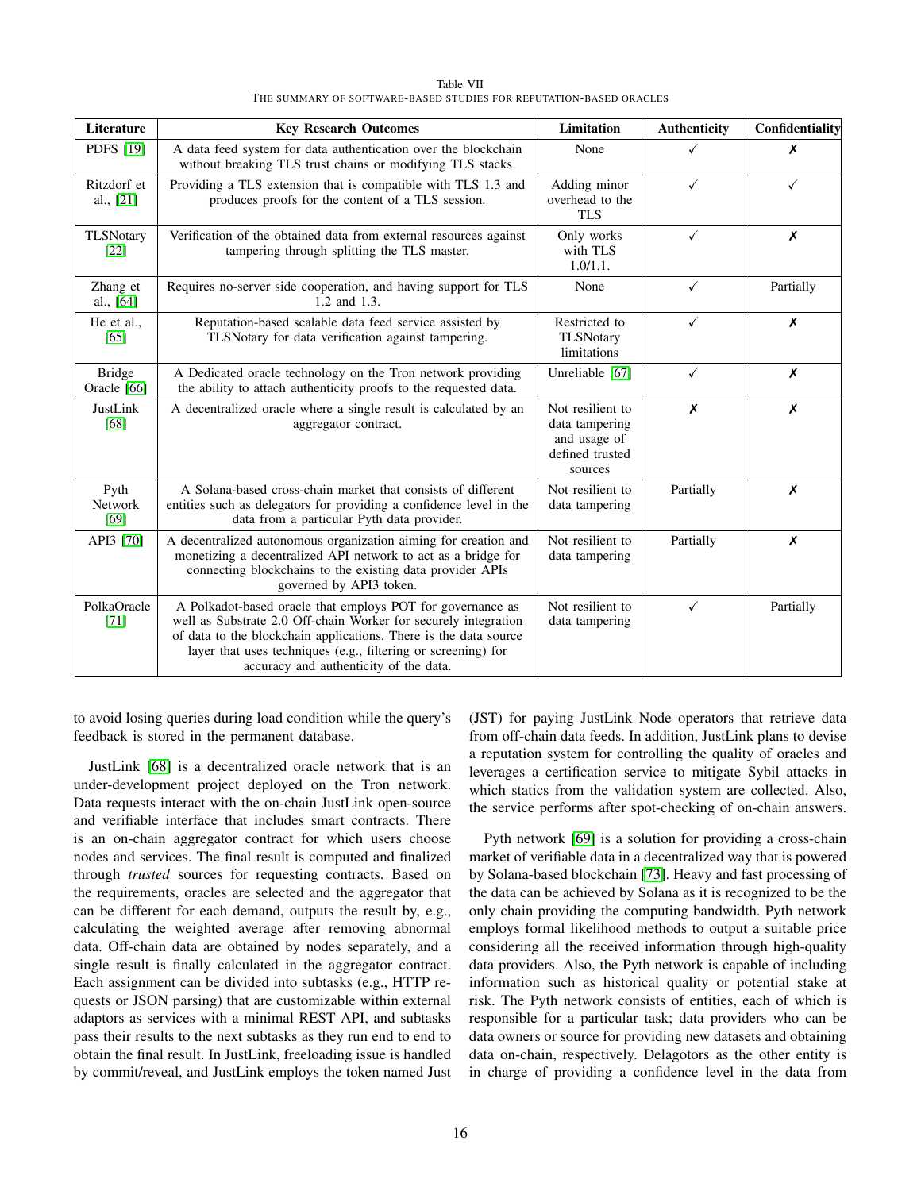Table VII

THE SUMMARY OF SOFTWARE-BASED STUDIES FOR REPUTATION-BASED ORACLES

| Literature | Key Research Outcomes | Limitation | Authenticity | Confidentiality |
|---|---|---|---|---|
| PDFS [19] | A data feed system for data authentication over the blockchain without breaking TLS trust chains or modifying TLS stacks. | None | ✓ | ✗ |
| Ritzdorf et al., [21] | Providing a TLS extension that is compatible with TLS 1.3 and produces proofs for the content of a TLS session. | Adding minor overhead to the TLS | ✓ | ✓ |
| TLSNotary [22] | Verification of the obtained data from external resources against tampering through splitting the TLS master. | Only works with TLS 1.0/1.1. | ✓ | ✗ |
| Zhang et al., [64] | Requires no-server side cooperation, and having support for TLS 1.2 and 1.3. | None | ✓ | Partially |
| He et al., [65] | Reputation-based scalable data feed service assisted by TLSNotary for data verification against tampering. | Restricted to TLSNotary limitations | ✓ | ✗ |
| Bridge Oracle [66] | A Dedicated oracle technology on the Tron network providing the ability to attach authenticity proofs to the requested data. | Unreliable [67] | ✓ | ✗ |
| JustLink [68] | A decentralized oracle where a single result is calculated by an aggregator contract. | Not resilient to data tampering and usage of defined trusted sources | ✗ | ✗ |
| Pyth Network [69] | A Solana-based cross-chain market that consists of different entities such as delegators for providing a confidence level in the data from a particular Pyth data provider. | Not resilient to data tampering | Partially | ✗ |
| API3 [70] | A decentralized autonomous organization aiming for creation and monetizing a decentralized API network to act as a bridge for connecting blockchains to the existing data provider APIs governed by API3 token. | Not resilient to data tampering | Partially | ✗ |
| PolkaOracle [71] | A Polkadot-based oracle that employs POT for governance as well as Substrate 2.0 Off-chain Worker for securely integration of data to the blockchain applications. There is the data source layer that uses techniques (e.g., filtering or screening) for accuracy and authenticity of the data. | Not resilient to data tampering | ✓ | Partially |

to avoid losing queries during load condition while the query's feedback is stored in the permanent database.

JustLink [68] is a decentralized oracle network that is an under-development project deployed on the Tron network. Data requests interact with the on-chain JustLink open-source and verifiable interface that includes smart contracts. There is an on-chain aggregator contract for which users choose nodes and services. The final result is computed and finalized through *trusted* sources for requesting contracts. Based on the requirements, oracles are selected and the aggregator that can be different for each demand, outputs the result by, e.g., calculating the weighted average after removing abnormal data. Off-chain data are obtained by nodes separately, and a single result is finally calculated in the aggregator contract. Each assignment can be divided into subtasks (e.g., HTTP requests or JSON parsing) that are customizable within external adaptors as services with a minimal REST API, and subtasks pass their results to the next subtasks as they run end to end to obtain the final result. In JustLink, freeloading issue is handled by commit/reveal, and JustLink employs the token named Just (JST) for paying JustLink Node operators that retrieve data from off-chain data feeds. In addition, JustLink plans to devise a reputation system for controlling the quality of oracles and leverages a certification service to mitigate Sybil attacks in which statics from the validation system are collected. Also, the service performs after spot-checking of on-chain answers.

Pyth network [69] is a solution for providing a cross-chain market of verifiable data in a decentralized way that is powered by Solana-based blockchain [73]. Heavy and fast processing of the data can be achieved by Solana as it is recognized to be the only chain providing the computing bandwidth. Pyth network employs formal likelihood methods to output a suitable price considering all the received information through high-quality data providers. Also, the Pyth network is capable of including information such as historical quality or potential stake at risk. The Pyth network consists of entities, each of which is responsible for a particular task; data providers who can be data owners or source for providing new datasets and obtaining data on-chain, respectively. Delagotors as the other entity is in charge of providing a confidence level in the data from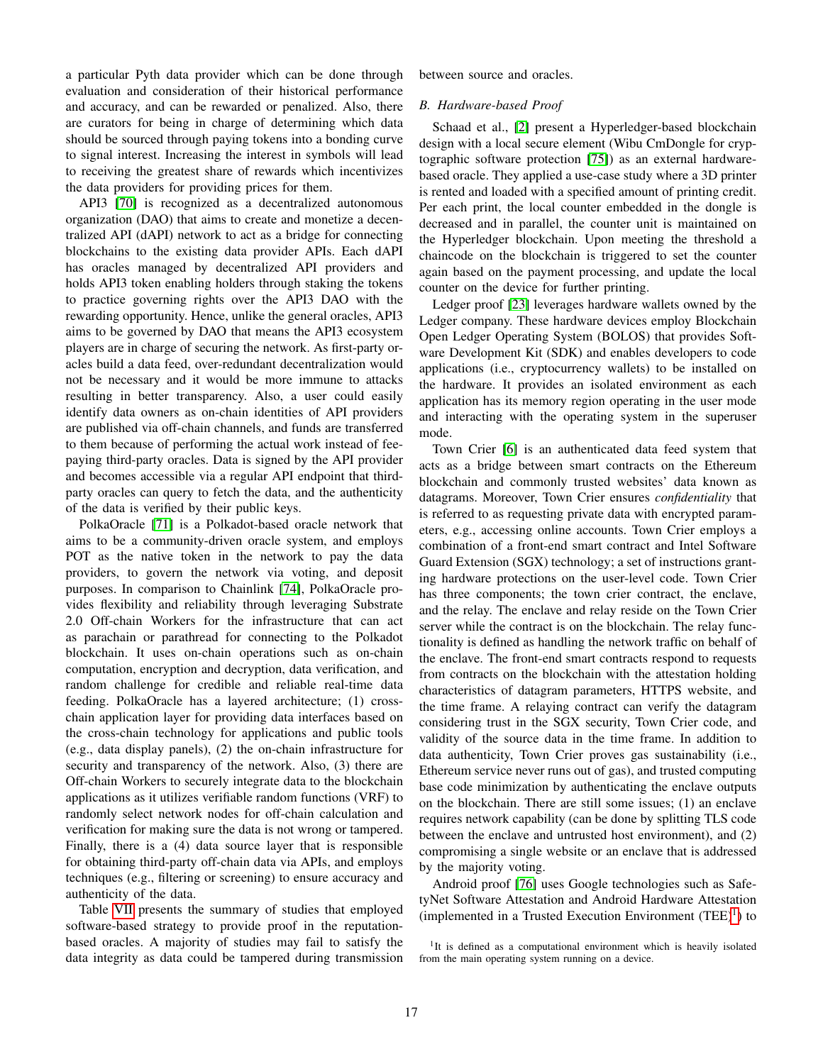a particular Pyth data provider which can be done through evaluation and consideration of their historical performance and accuracy, and can be rewarded or penalized. Also, there are curators for being in charge of determining which data should be sourced through paying tokens into a bonding curve to signal interest. Increasing the interest in symbols will lead to receiving the greatest share of rewards which incentivizes the data providers for providing prices for them.

API3 [70] is recognized as a decentralized autonomous organization (DAO) that aims to create and monetize a decentralized API (dAPI) network to act as a bridge for connecting blockchains to the existing data provider APIs. Each dAPI has oracles managed by decentralized API providers and holds API3 token enabling holders through staking the tokens to practice governing rights over the API3 DAO with the rewarding opportunity. Hence, unlike the general oracles, API3 aims to be governed by DAO that means the API3 ecosystem players are in charge of securing the network. As first-party oracles build a data feed, over-redundant decentralization would not be necessary and it would be more immune to attacks resulting in better transparency. Also, a user could easily identify data owners as on-chain identities of API providers are published via off-chain channels, and funds are transferred to them because of performing the actual work instead of fee-paying third-party oracles. Data is signed by the API provider and becomes accessible via a regular API endpoint that third-party oracles can query to fetch the data, and the authenticity of the data is verified by their public keys.

PolkaOracle [71] is a Polkadot-based oracle network that aims to be a community-driven oracle system, and employs POT as the native token in the network to pay the data providers, to govern the network via voting, and deposit purposes. In comparison to Chainlink [74], PolkaOracle provides flexibility and reliability through leveraging Substrate 2.0 Off-chain Workers for the infrastructure that can act as parachain or parathread for connecting to the Polkadot blockchain. It uses on-chain operations such as on-chain computation, encryption and decryption, data verification, and random challenge for credible and reliable real-time data feeding. PolkaOracle has a layered architecture; (1) cross-chain application layer for providing data interfaces based on the cross-chain technology for applications and public tools (e.g., data display panels), (2) the on-chain infrastructure for security and transparency of the network. Also, (3) there are Off-chain Workers to securely integrate data to the blockchain applications as it utilizes verifiable random functions (VRF) to randomly select network nodes for off-chain calculation and verification for making sure the data is not wrong or tampered. Finally, there is a (4) data source layer that is responsible for obtaining third-party off-chain data via APIs, and employs techniques (e.g., filtering or screening) to ensure accuracy and authenticity of the data.

Table VII presents the summary of studies that employed software-based strategy to provide proof in the reputation-based oracles. A majority of studies may fail to satisfy the data integrity as data could be tampered during transmission between source and oracles.

### B. Hardware-based Proof

Schaad et al., [2] present a Hyperledger-based blockchain design with a local secure element (Wibu CmDongle for cryptographic software protection [75]) as an external hardware-based oracle. They applied a use-case study where a 3D printer is rented and loaded with a specified amount of printing credit. Per each print, the local counter embedded in the dongle is decreased and in parallel, the counter unit is maintained on the Hyperledger blockchain. Upon meeting the threshold a chaincode on the blockchain is triggered to set the counter again based on the payment processing, and update the local counter on the device for further printing.

Ledger proof [23] leverages hardware wallets owned by the Ledger company. These hardware devices employ Blockchain Open Ledger Operating System (BOLOS) that provides Software Development Kit (SDK) and enables developers to code applications (i.e., cryptocurrency wallets) to be installed on the hardware. It provides an isolated environment as each application has its memory region operating in the user mode and interacting with the operating system in the superuser mode.

Town Crier [6] is an authenticated data feed system that acts as a bridge between smart contracts on the Ethereum blockchain and commonly trusted websites' data known as datagrams. Moreover, Town Crier ensures *confidentiality* that is referred to as requesting private data with encrypted parameters, e.g., accessing online accounts. Town Crier employs a combination of a front-end smart contract and Intel Software Guard Extension (SGX) technology; a set of instructions granting hardware protections on the user-level code. Town Crier has three components; the town crier contract, the enclave, and the relay. The enclave and relay reside on the Town Crier server while the contract is on the blockchain. The relay functionality is defined as handling the network traffic on behalf of the enclave. The front-end smart contracts respond to requests from contracts on the blockchain with the attestation holding characteristics of datagram parameters, HTTPS website, and the time frame. A relaying contract can verify the datagram considering trust in the SGX security, Town Crier code, and validity of the source data in the time frame. In addition to data authenticity, Town Crier proves gas sustainability (i.e., Ethereum service never runs out of gas), and trusted computing base code minimization by authenticating the enclave outputs on the blockchain. There are still some issues; (1) an enclave requires network capability (can be done by splitting TLS code between the enclave and untrusted host environment), and (2) compromising a single website or an enclave that is addressed by the majority voting.

Android proof [76] uses Google technologies such as SafetyNet Software Attestation and Android Hardware Attestation (implemented in a Trusted Execution Environment (TEE)[1]) to

[1]It is defined as a computational environment which is heavily isolated from the main operating system running on a device.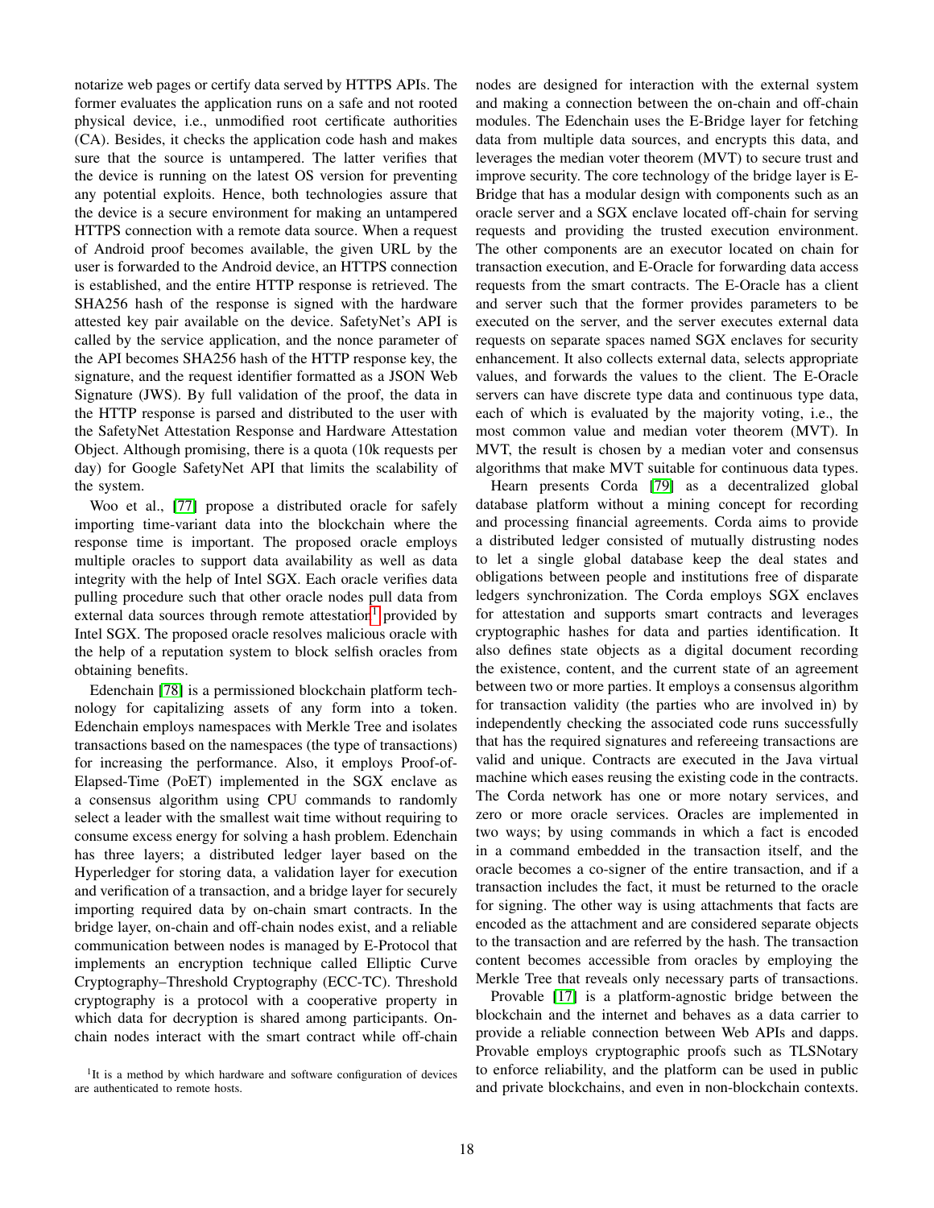notarize web pages or certify data served by HTTPS APIs. The former evaluates the application runs on a safe and not rooted physical device, i.e., unmodified root certificate authorities (CA). Besides, it checks the application code hash and makes sure that the source is untampered. The latter verifies that the device is running on the latest OS version for preventing any potential exploits. Hence, both technologies assure that the device is a secure environment for making an untampered HTTPS connection with a remote data source. When a request of Android proof becomes available, the given URL by the user is forwarded to the Android device, an HTTPS connection is established, and the entire HTTP response is retrieved. The SHA256 hash of the response is signed with the hardware attested key pair available on the device. SafetyNet's API is called by the service application, and the nonce parameter of the API becomes SHA256 hash of the HTTP response key, the signature, and the request identifier formatted as a JSON Web Signature (JWS). By full validation of the proof, the data in the HTTP response is parsed and distributed to the user with the SafetyNet Attestation Response and Hardware Attestation Object. Although promising, there is a quota (10k requests per day) for Google SafetyNet API that limits the scalability of the system.

Woo et al., [77] propose a distributed oracle for safely importing time-variant data into the blockchain where the response time is important. The proposed oracle employs multiple oracles to support data availability as well as data integrity with the help of Intel SGX. Each oracle verifies data pulling procedure such that other oracle nodes pull data from external data sources through remote attestation[1] provided by Intel SGX. The proposed oracle resolves malicious oracle with the help of a reputation system to block selfish oracles from obtaining benefits.

Edenchain [78] is a permissioned blockchain platform technology for capitalizing assets of any form into a token. Edenchain employs namespaces with Merkle Tree and isolates transactions based on the namespaces (the type of transactions) for increasing the performance. Also, it employs Proof-of-Elapsed-Time (PoET) implemented in the SGX enclave as a consensus algorithm using CPU commands to randomly select a leader with the smallest wait time without requiring to consume excess energy for solving a hash problem. Edenchain has three layers; a distributed ledger layer based on the Hyperledger for storing data, a validation layer for execution and verification of a transaction, and a bridge layer for securely importing required data by on-chain smart contracts. In the bridge layer, on-chain and off-chain nodes exist, and a reliable communication between nodes is managed by E-Protocol that implements an encryption technique called Elliptic Curve Cryptography–Threshold Cryptography (ECC-TC). Threshold cryptography is a protocol with a cooperative property in which data for decryption is shared among participants. On-chain nodes interact with the smart contract while off-chain nodes are designed for interaction with the external system and making a connection between the on-chain and off-chain modules. The Edenchain uses the E-Bridge layer for fetching data from multiple data sources, and encrypts this data, and leverages the median voter theorem (MVT) to secure trust and improve security. The core technology of the bridge layer is E-Bridge that has a modular design with components such as an oracle server and a SGX enclave located off-chain for serving requests and providing the trusted execution environment. The other components are an executor located on chain for transaction execution, and E-Oracle for forwarding data access requests from the smart contracts. The E-Oracle has a client and server such that the former provides parameters to be executed on the server, and the server executes external data requests on separate spaces named SGX enclaves for security enhancement. It also collects external data, selects appropriate values, and forwards the values to the client. The E-Oracle servers can have discrete type data and continuous type data, each of which is evaluated by the majority voting, i.e., the most common value and median voter theorem (MVT). In MVT, the result is chosen by a median voter and consensus algorithms that make MVT suitable for continuous data types.

Hearn presents Corda [79] as a decentralized global database platform without a mining concept for recording and processing financial agreements. Corda aims to provide a distributed ledger consisted of mutually distrusting nodes to let a single global database keep the deal states and obligations between people and institutions free of disparate ledgers synchronization. The Corda employs SGX enclaves for attestation and supports smart contracts and leverages cryptographic hashes for data and parties identification. It also defines state objects as a digital document recording the existence, content, and the current state of an agreement between two or more parties. It employs a consensus algorithm for transaction validity (the parties who are involved in) by independently checking the associated code runs successfully that has the required signatures and refereeing transactions are valid and unique. Contracts are executed in the Java virtual machine which eases reusing the existing code in the contracts. The Corda network has one or more notary services, and zero or more oracle services. Oracles are implemented in two ways; by using commands in which a fact is encoded in a command embedded in the transaction itself, and the oracle becomes a co-signer of the entire transaction, and if a transaction includes the fact, it must be returned to the oracle for signing. The other way is using attachments that facts are encoded as the attachment and are considered separate objects to the transaction and are referred by the hash. The transaction content becomes accessible from oracles by employing the Merkle Tree that reveals only necessary parts of transactions.

Provable [17] is a platform-agnostic bridge between the blockchain and the internet and behaves as a data carrier to provide a reliable connection between Web APIs and dapps. Provable employs cryptographic proofs such as TLSNotary to enforce reliability, and the platform can be used in public and private blockchains, and even in non-blockchain contexts.

[1] It is a method by which hardware and software configuration of devices are authenticated to remote hosts.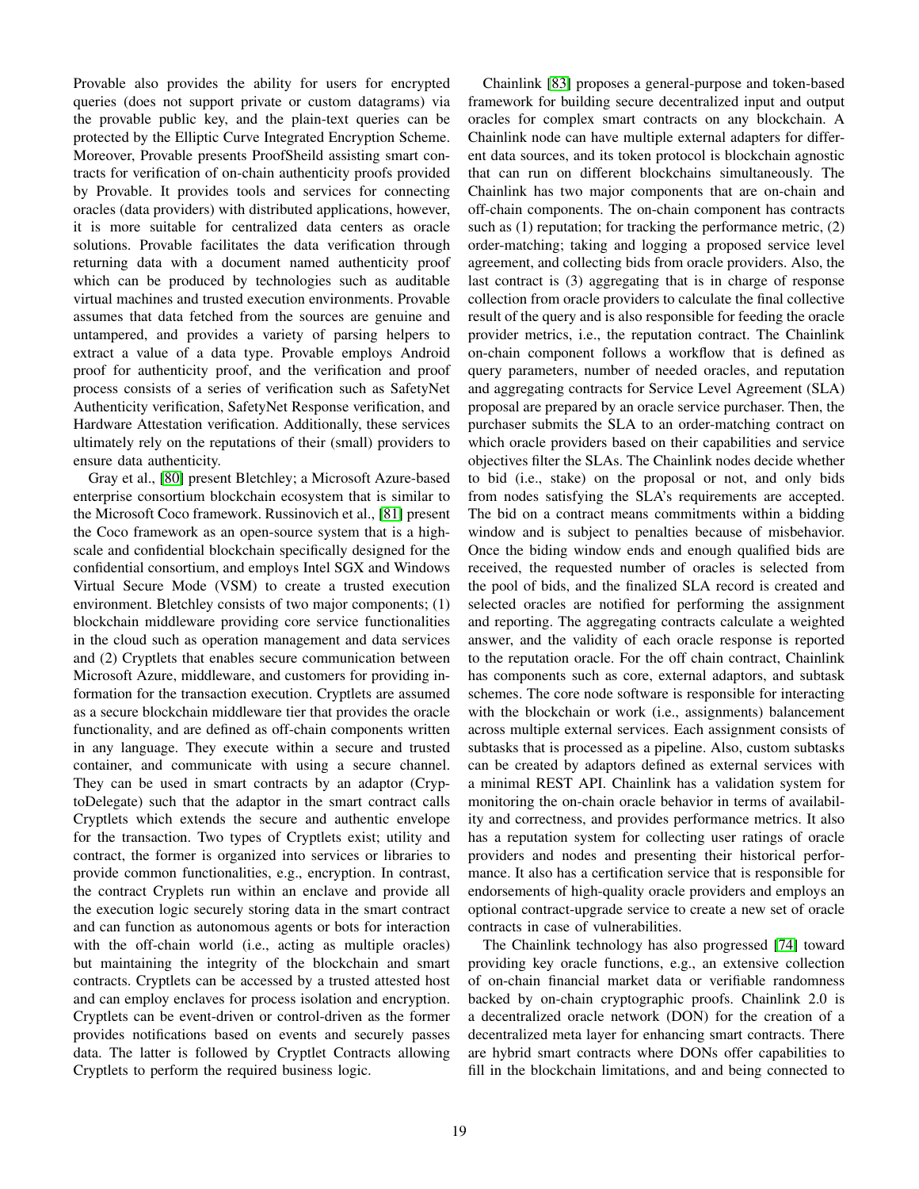Provable also provides the ability for users for encrypted queries (does not support private or custom datagrams) via the provable public key, and the plain-text queries can be protected by the Elliptic Curve Integrated Encryption Scheme. Moreover, Provable presents ProofSheild assisting smart contracts for verification of on-chain authenticity proofs provided by Provable. It provides tools and services for connecting oracles (data providers) with distributed applications, however, it is more suitable for centralized data centers as oracle solutions. Provable facilitates the data verification through returning data with a document named authenticity proof which can be produced by technologies such as auditable virtual machines and trusted execution environments. Provable assumes that data fetched from the sources are genuine and untampered, and provides a variety of parsing helpers to extract a value of a data type. Provable employs Android proof for authenticity proof, and the verification and proof process consists of a series of verification such as SafetyNet Authenticity verification, SafetyNet Response verification, and Hardware Attestation verification. Additionally, these services ultimately rely on the reputations of their (small) providers to ensure data authenticity.

Gray et al., [80] present Bletchley; a Microsoft Azure-based enterprise consortium blockchain ecosystem that is similar to the Microsoft Coco framework. Russinovich et al., [81] present the Coco framework as an open-source system that is a high-scale and confidential blockchain specifically designed for the confidential consortium, and employs Intel SGX and Windows Virtual Secure Mode (VSM) to create a trusted execution environment. Bletchley consists of two major components; (1) blockchain middleware providing core service functionalities in the cloud such as operation management and data services and (2) Cryptlets that enables secure communication between Microsoft Azure, middleware, and customers for providing information for the transaction execution. Cryptlets are assumed as a secure blockchain middleware tier that provides the oracle functionality, and are defined as off-chain components written in any language. They execute within a secure and trusted container, and communicate with using a secure channel. They can be used in smart contracts by an adaptor (CryptoDelegate) such that the adaptor in the smart contract calls Cryptlets which extends the secure and authentic envelope for the transaction. Two types of Cryptlets exist; utility and contract, the former is organized into services or libraries to provide common functionalities, e.g., encryption. In contrast, the contract Cryplets run within an enclave and provide all the execution logic securely storing data in the smart contract and can function as autonomous agents or bots for interaction with the off-chain world (i.e., acting as multiple oracles) but maintaining the integrity of the blockchain and smart contracts. Cryptlets can be accessed by a trusted attested host and can employ enclaves for process isolation and encryption. Cryptlets can be event-driven or control-driven as the former provides notifications based on events and securely passes data. The latter is followed by Cryptlet Contracts allowing Cryptlets to perform the required business logic.

Chainlink [83] proposes a general-purpose and token-based framework for building secure decentralized input and output oracles for complex smart contracts on any blockchain. A Chainlink node can have multiple external adapters for different data sources, and its token protocol is blockchain agnostic that can run on different blockchains simultaneously. The Chainlink has two major components that are on-chain and off-chain components. The on-chain component has contracts such as (1) reputation; for tracking the performance metric, (2) order-matching; taking and logging a proposed service level agreement, and collecting bids from oracle providers. Also, the last contract is (3) aggregating that is in charge of response collection from oracle providers to calculate the final collective result of the query and is also responsible for feeding the oracle provider metrics, i.e., the reputation contract. The Chainlink on-chain component follows a workflow that is defined as query parameters, number of needed oracles, and reputation and aggregating contracts for Service Level Agreement (SLA) proposal are prepared by an oracle service purchaser. Then, the purchaser submits the SLA to an order-matching contract on which oracle providers based on their capabilities and service objectives filter the SLAs. The Chainlink nodes decide whether to bid (i.e., stake) on the proposal or not, and only bids from nodes satisfying the SLA's requirements are accepted. The bid on a contract means commitments within a bidding window and is subject to penalties because of misbehavior. Once the biding window ends and enough qualified bids are received, the requested number of oracles is selected from the pool of bids, and the finalized SLA record is created and selected oracles are notified for performing the assignment and reporting. The aggregating contracts calculate a weighted answer, and the validity of each oracle response is reported to the reputation oracle. For the off chain contract, Chainlink has components such as core, external adaptors, and subtask schemes. The core node software is responsible for interacting with the blockchain or work (i.e., assignments) balancement across multiple external services. Each assignment consists of subtasks that is processed as a pipeline. Also, custom subtasks can be created by adaptors defined as external services with a minimal REST API. Chainlink has a validation system for monitoring the on-chain oracle behavior in terms of availability and correctness, and provides performance metrics. It also has a reputation system for collecting user ratings of oracle providers and nodes and presenting their historical performance. It also has a certification service that is responsible for endorsements of high-quality oracle providers and employs an optional contract-upgrade service to create a new set of oracle contracts in case of vulnerabilities.

The Chainlink technology has also progressed [74] toward providing key oracle functions, e.g., an extensive collection of on-chain financial market data or verifiable randomness backed by on-chain cryptographic proofs. Chainlink 2.0 is a decentralized oracle network (DON) for the creation of a decentralized meta layer for enhancing smart contracts. There are hybrid smart contracts where DONs offer capabilities to fill in the blockchain limitations, and and being connected to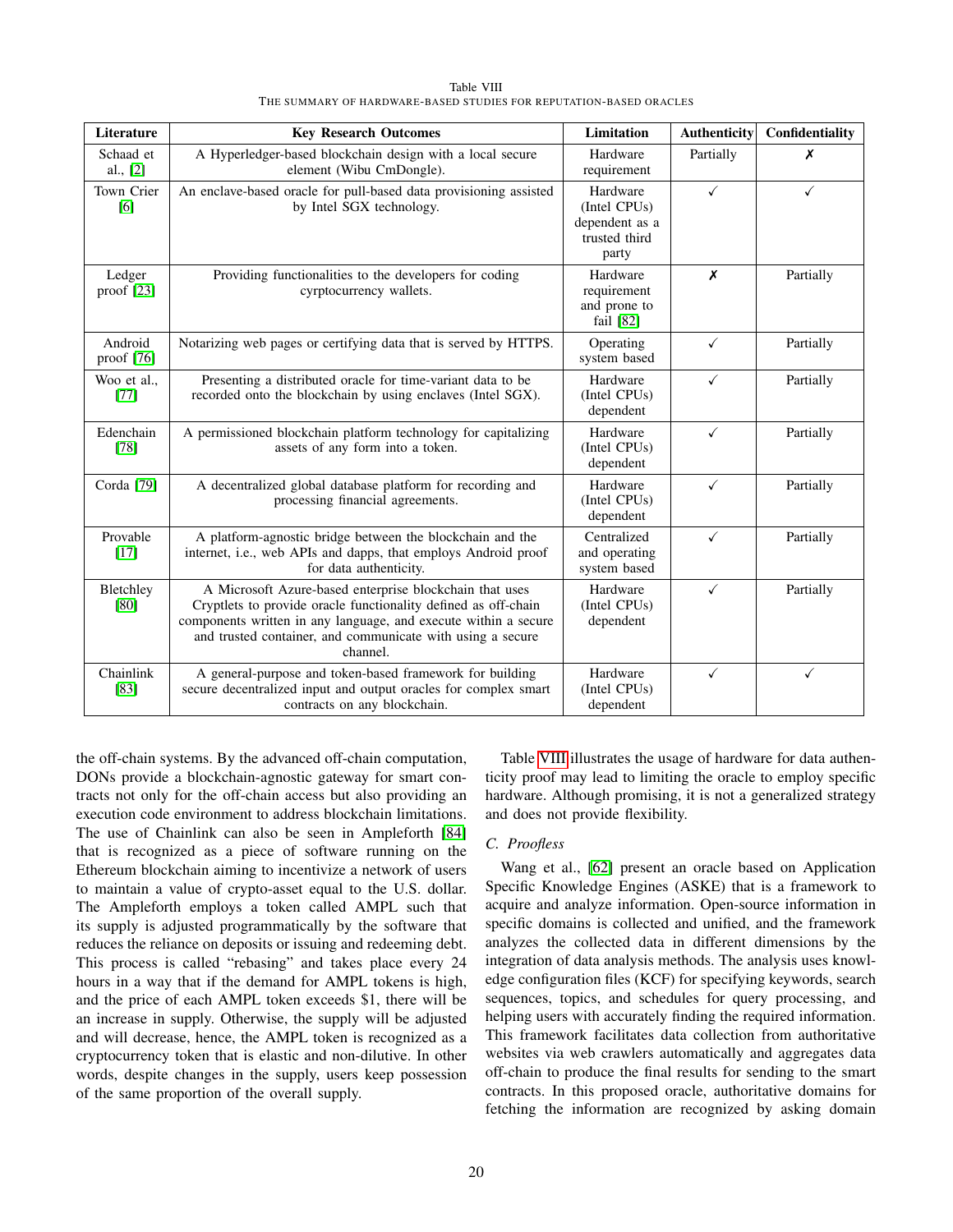Table VIII
THE SUMMARY OF HARDWARE-BASED STUDIES FOR REPUTATION-BASED ORACLES

| Literature | Key Research Outcomes | Limitation | Authenticity | Confidentiality |
|---|---|---|---|---|
| Schaad et al., [2] | A Hyperledger-based blockchain design with a local secure element (Wibu CmDongle). | Hardware requirement | Partially | ✗ |
| Town Crier [6] | An enclave-based oracle for pull-based data provisioning assisted by Intel SGX technology. | Hardware (Intel CPUs) dependent as a trusted third party | ✓ | ✓ |
| Ledger proof [23] | Providing functionalities to the developers for coding cyrptocurrency wallets. | Hardware requirement and prone to fail [82] | ✗ | Partially |
| Android proof [76] | Notarizing web pages or certifying data that is served by HTTPS. | Operating system based | ✓ | Partially |
| Woo et al., [77] | Presenting a distributed oracle for time-variant data to be recorded onto the blockchain by using enclaves (Intel SGX). | Hardware (Intel CPUs) dependent | ✓ | Partially |
| Edenchain [78] | A permissioned blockchain platform technology for capitalizing assets of any form into a token. | Hardware (Intel CPUs) dependent | ✓ | Partially |
| Corda [79] | A decentralized global database platform for recording and processing financial agreements. | Hardware (Intel CPUs) dependent | ✓ | Partially |
| Provable [17] | A platform-agnostic bridge between the blockchain and the internet, i.e., web APIs and dapps, that employs Android proof for data authenticity. | Centralized and operating system based | ✓ | Partially |
| Bletchley [80] | A Microsoft Azure-based enterprise blockchain that uses Cryptlets to provide oracle functionality defined as off-chain components written in any language, and execute within a secure and trusted container, and communicate with using a secure channel. | Hardware (Intel CPUs) dependent | ✓ | Partially |
| Chainlink [83] | A general-purpose and token-based framework for building secure decentralized input and output oracles for complex smart contracts on any blockchain. | Hardware (Intel CPUs) dependent | ✓ | ✓ |

the off-chain systems. By the advanced off-chain computation, DONs provide a blockchain-agnostic gateway for smart contracts not only for the off-chain access but also providing an execution code environment to address blockchain limitations. The use of Chainlink can also be seen in Ampleforth [84] that is recognized as a piece of software running on the Ethereum blockchain aiming to incentivize a network of users to maintain a value of crypto-asset equal to the U.S. dollar. The Ampleforth employs a token called AMPL such that its supply is adjusted programmatically by the software that reduces the reliance on deposits or issuing and redeeming debt. This process is called "rebasing" and takes place every 24 hours in a way that if the demand for AMPL tokens is high, and the price of each AMPL token exceeds $1, there will be an increase in supply. Otherwise, the supply will be adjusted and will decrease, hence, the AMPL token is recognized as a cryptocurrency token that is elastic and non-dilutive. In other words, despite changes in the supply, users keep possession of the same proportion of the overall supply.

Table VIII illustrates the usage of hardware for data authenticity proof may lead to limiting the oracle to employ specific hardware. Although promising, it is not a generalized strategy and does not provide flexibility.

### C. Proofless

Wang et al., [62] present an oracle based on Application Specific Knowledge Engines (ASKE) that is a framework to acquire and analyze information. Open-source information in specific domains is collected and unified, and the framework analyzes the collected data in different dimensions by the integration of data analysis methods. The analysis uses knowledge configuration files (KCF) for specifying keywords, search sequences, topics, and schedules for query processing, and helping users with accurately finding the required information. This framework facilitates data collection from authoritative websites via web crawlers automatically and aggregates data off-chain to produce the final results for sending to the smart contracts. In this proposed oracle, authoritative domains for fetching the information are recognized by asking domain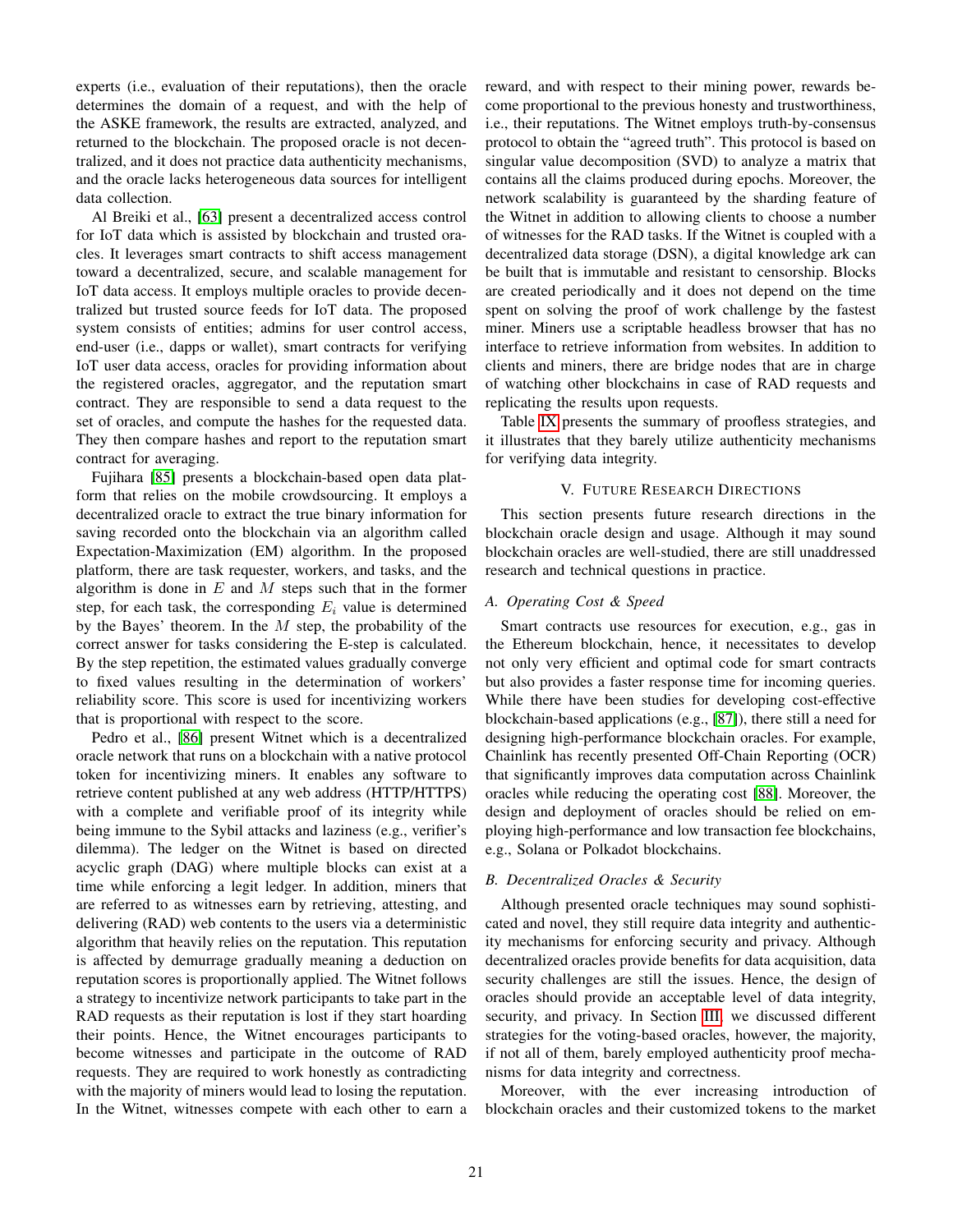experts (i.e., evaluation of their reputations), then the oracle determines the domain of a request, and with the help of the ASKE framework, the results are extracted, analyzed, and returned to the blockchain. The proposed oracle is not decentralized, and it does not practice data authenticity mechanisms, and the oracle lacks heterogeneous data sources for intelligent data collection.

Al Breiki et al., [63] present a decentralized access control for IoT data which is assisted by blockchain and trusted oracles. It leverages smart contracts to shift access management toward a decentralized, secure, and scalable management for IoT data access. It employs multiple oracles to provide decentralized but trusted source feeds for IoT data. The proposed system consists of entities; admins for user control access, end-user (i.e., dapps or wallet), smart contracts for verifying IoT user data access, oracles for providing information about the registered oracles, aggregator, and the reputation smart contract. They are responsible to send a data request to the set of oracles, and compute the hashes for the requested data. They then compare hashes and report to the reputation smart contract for averaging.

Fujihara [85] presents a blockchain-based open data platform that relies on the mobile crowdsourcing. It employs a decentralized oracle to extract the true binary information for saving recorded onto the blockchain via an algorithm called Expectation-Maximization (EM) algorithm. In the proposed platform, there are task requester, workers, and tasks, and the algorithm is done in $E$ and $M$ steps such that in the former step, for each task, the corresponding $E_i$ value is determined by the Bayes' theorem. In the $M$ step, the probability of the correct answer for tasks considering the E-step is calculated. By the step repetition, the estimated values gradually converge to fixed values resulting in the determination of workers' reliability score. This score is used for incentivizing workers that is proportional with respect to the score.

Pedro et al., [86] present Witnet which is a decentralized oracle network that runs on a blockchain with a native protocol token for incentivizing miners. It enables any software to retrieve content published at any web address (HTTP/HTTPS) with a complete and verifiable proof of its integrity while being immune to the Sybil attacks and laziness (e.g., verifier's dilemma). The ledger on the Witnet is based on directed acyclic graph (DAG) where multiple blocks can exist at a time while enforcing a legit ledger. In addition, miners that are referred to as witnesses earn by retrieving, attesting, and delivering (RAD) web contents to the users via a deterministic algorithm that heavily relies on the reputation. This reputation is affected by demurrage gradually meaning a deduction on reputation scores is proportionally applied. The Witnet follows a strategy to incentivize network participants to take part in the RAD requests as their reputation is lost if they start hoarding their points. Hence, the Witnet encourages participants to become witnesses and participate in the outcome of RAD requests. They are required to work honestly as contradicting with the majority of miners would lead to losing the reputation. In the Witnet, witnesses compete with each other to earn a reward, and with respect to their mining power, rewards become proportional to the previous honesty and trustworthiness, i.e., their reputations. The Witnet employs truth-by-consensus protocol to obtain the "agreed truth". This protocol is based on singular value decomposition (SVD) to analyze a matrix that contains all the claims produced during epochs. Moreover, the network scalability is guaranteed by the sharding feature of the Witnet in addition to allowing clients to choose a number of witnesses for the RAD tasks. If the Witnet is coupled with a decentralized data storage (DSN), a digital knowledge ark can be built that is immutable and resistant to censorship. Blocks are created periodically and it does not depend on the time spent on solving the proof of work challenge by the fastest miner. Miners use a scriptable headless browser that has no interface to retrieve information from websites. In addition to clients and miners, there are bridge nodes that are in charge of watching other blockchains in case of RAD requests and replicating the results upon requests.

Table IX presents the summary of proofless strategies, and it illustrates that they barely utilize authenticity mechanisms for verifying data integrity.

## V. Future Research Directions

This section presents future research directions in the blockchain oracle design and usage. Although it may sound blockchain oracles are well-studied, there are still unaddressed research and technical questions in practice.

### A. Operating Cost & Speed

Smart contracts use resources for execution, e.g., gas in the Ethereum blockchain, hence, it necessitates to develop not only very efficient and optimal code for smart contracts but also provides a faster response time for incoming queries. While there have been studies for developing cost-effective blockchain-based applications (e.g., [87]), there still a need for designing high-performance blockchain oracles. For example, Chainlink has recently presented Off-Chain Reporting (OCR) that significantly improves data computation across Chainlink oracles while reducing the operating cost [88]. Moreover, the design and deployment of oracles should be relied on employing high-performance and low transaction fee blockchains, e.g., Solana or Polkadot blockchains.

### B. Decentralized Oracles & Security

Although presented oracle techniques may sound sophisticated and novel, they still require data integrity and authenticity mechanisms for enforcing security and privacy. Although decentralized oracles provide benefits for data acquisition, data security challenges are still the issues. Hence, the design of oracles should provide an acceptable level of data integrity, security, and privacy. In Section III, we discussed different strategies for the voting-based oracles, however, the majority, if not all of them, barely employed authenticity proof mechanisms for data integrity and correctness.

Moreover, with the ever increasing introduction of blockchain oracles and their customized tokens to the market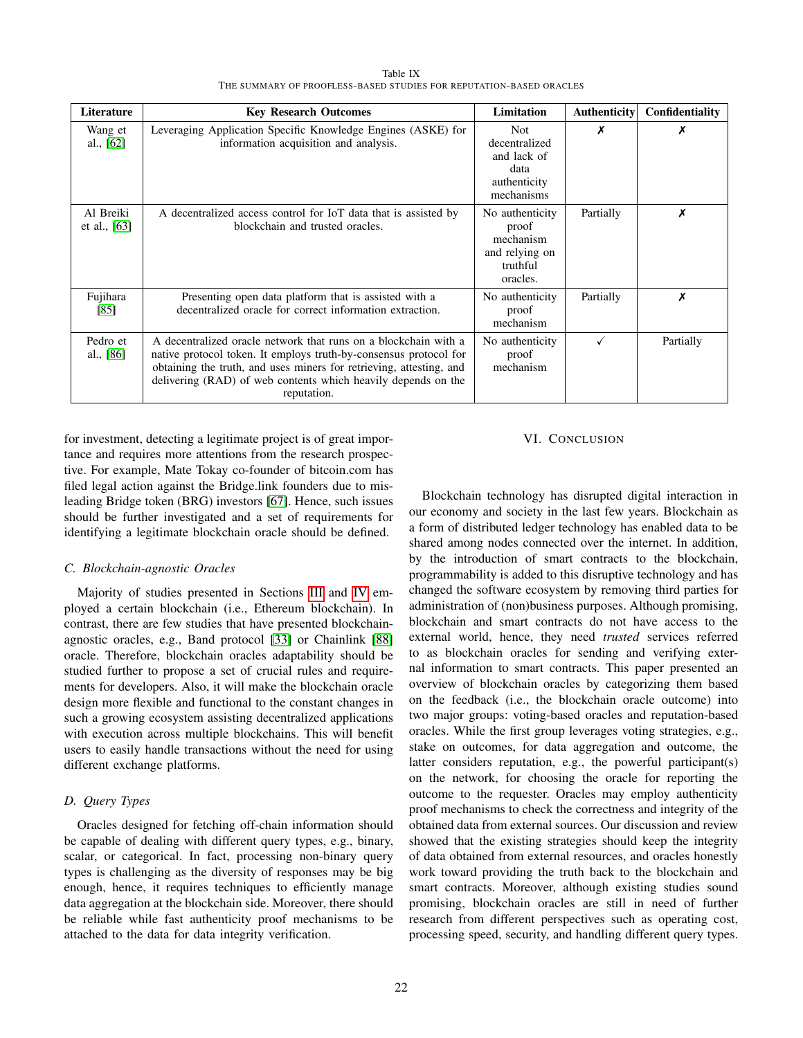Table IX
THE SUMMARY OF PROOFLESS-BASED STUDIES FOR REPUTATION-BASED ORACLES

| Literature | Key Research Outcomes | Limitation | Authenticity | Confidentiality |
|---|---|---|---|---|
| Wang et al., [62] | Leveraging Application Specific Knowledge Engines (ASKE) for information acquisition and analysis. | Not decentralized and lack of data authenticity mechanisms | ✗ | ✗ |
| Al Breiki et al., [63] | A decentralized access control for IoT data that is assisted by blockchain and trusted oracles. | No authenticity proof mechanism and relying on truthful oracles. | Partially | ✗ |
| Fujihara [85] | Presenting open data platform that is assisted with a decentralized oracle for correct information extraction. | No authenticity proof mechanism | Partially | ✗ |
| Pedro et al., [86] | A decentralized oracle network that runs on a blockchain with a native protocol token. It employs truth-by-consensus protocol for obtaining the truth, and uses miners for retrieving, attesting, and delivering (RAD) of web contents which heavily depends on the reputation. | No authenticity proof mechanism | ✓ | Partially |

for investment, detecting a legitimate project is of great importance and requires more attentions from the research prospective. For example, Mate Tokay co-founder of bitcoin.com has filed legal action against the Bridge.link founders due to misleading Bridge token (BRG) investors [67]. Hence, such issues should be further investigated and a set of requirements for identifying a legitimate blockchain oracle should be defined.

### C. Blockchain-agnostic Oracles

Majority of studies presented in Sections III and IV employed a certain blockchain (i.e., Ethereum blockchain). In contrast, there are few studies that have presented blockchain-agnostic oracles, e.g., Band protocol [33] or Chainlink [88] oracle. Therefore, blockchain oracles adaptability should be studied further to propose a set of crucial rules and requirements for developers. Also, it will make the blockchain oracle design more flexible and functional to the constant changes in such a growing ecosystem assisting decentralized applications with execution across multiple blockchains. This will benefit users to easily handle transactions without the need for using different exchange platforms.

### D. Query Types

Oracles designed for fetching off-chain information should be capable of dealing with different query types, e.g., binary, scalar, or categorical. In fact, processing non-binary query types is challenging as the diversity of responses may be big enough, hence, it requires techniques to efficiently manage data aggregation at the blockchain side. Moreover, there should be reliable while fast authenticity proof mechanisms to be attached to the data for data integrity verification.

## VI. CONCLUSION

Blockchain technology has disrupted digital interaction in our economy and society in the last few years. Blockchain as a form of distributed ledger technology has enabled data to be shared among nodes connected over the internet. In addition, by the introduction of smart contracts to the blockchain, programmability is added to this disruptive technology and has changed the software ecosystem by removing third parties for administration of (non)business purposes. Although promising, blockchain and smart contracts do not have access to the external world, hence, they need *trusted* services referred to as blockchain oracles for sending and verifying external information to smart contracts. This paper presented an overview of blockchain oracles by categorizing them based on the feedback (i.e., the blockchain oracle outcome) into two major groups: voting-based oracles and reputation-based oracles. While the first group leverages voting strategies, e.g., stake on outcomes, for data aggregation and outcome, the latter considers reputation, e.g., the powerful participant(s) on the network, for choosing the oracle for reporting the outcome to the requester. Oracles may employ authenticity proof mechanisms to check the correctness and integrity of the obtained data from external sources. Our discussion and review showed that the existing strategies should keep the integrity of data obtained from external resources, and oracles honestly work toward providing the truth back to the blockchain and smart contracts. Moreover, although existing studies sound promising, blockchain oracles are still in need of further research from different perspectives such as operating cost, processing speed, security, and handling different query types.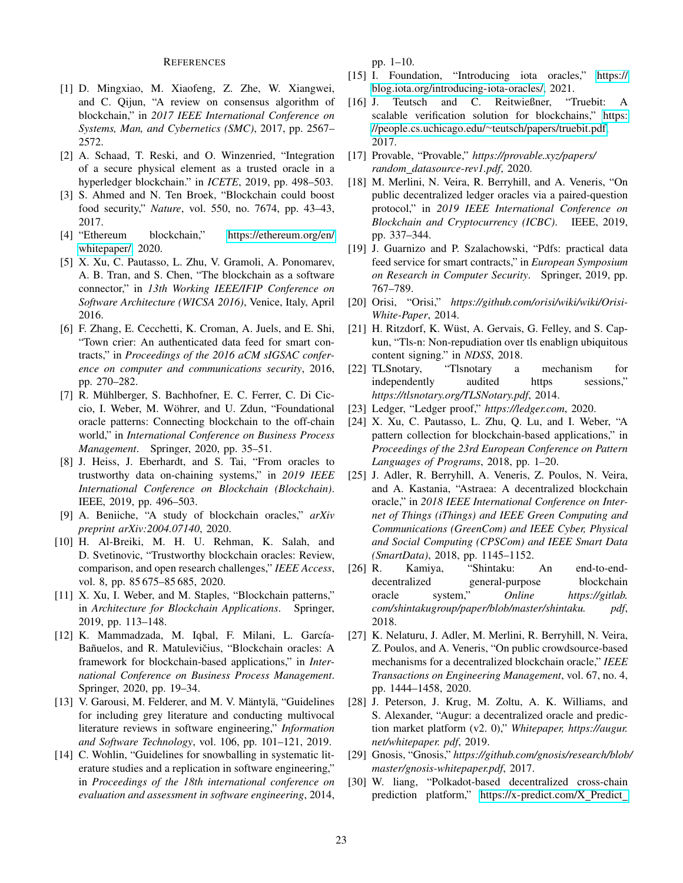## References

[1] D. Mingxiao, M. Xiaofeng, Z. Zhe, W. Xiangwei, and C. Qijun, "A review on consensus algorithm of blockchain," in *2017 IEEE International Conference on Systems, Man, and Cybernetics (SMC)*, 2017, pp. 2567–2572.

[2] A. Schaad, T. Reski, and O. Winzenried, "Integration of a secure physical element as a trusted oracle in a hyperledger blockchain." in *ICETE*, 2019, pp. 498–503.

[3] S. Ahmed and N. Ten Broek, "Blockchain could boost food security," *Nature*, vol. 550, no. 7674, pp. 43–43, 2017.

[4] "Ethereum blockchain," https://ethereum.org/en/whitepaper/, 2020.

[5] X. Xu, C. Pautasso, L. Zhu, V. Gramoli, A. Ponomarev, A. B. Tran, and S. Chen, "The blockchain as a software connector," in *13th Working IEEE/IFIP Conference on Software Architecture (WICSA 2016)*, Venice, Italy, April 2016.

[6] F. Zhang, E. Cecchetti, K. Croman, A. Juels, and E. Shi, "Town crier: An authenticated data feed for smart contracts," in *Proceedings of the 2016 aCM sIGSAC conference on computer and communications security*, 2016, pp. 270–282.

[7] R. Mühlberger, S. Bachhofner, E. C. Ferrer, C. Di Ciccio, I. Weber, M. Wöhrer, and U. Zdun, "Foundational oracle patterns: Connecting blockchain to the off-chain world," in *International Conference on Business Process Management*. Springer, 2020, pp. 35–51.

[8] J. Heiss, J. Eberhardt, and S. Tai, "From oracles to trustworthy data on-chaining systems," in *2019 IEEE International Conference on Blockchain (Blockchain)*. IEEE, 2019, pp. 496–503.

[9] A. Beniiche, "A study of blockchain oracles," *arXiv preprint arXiv:2004.07140*, 2020.

[10] H. Al-Breiki, M. H. U. Rehman, K. Salah, and D. Svetinovic, "Trustworthy blockchain oracles: Review, comparison, and open research challenges," *IEEE Access*, vol. 8, pp. 85 675–85 685, 2020.

[11] X. Xu, I. Weber, and M. Staples, "Blockchain patterns," in *Architecture for Blockchain Applications*. Springer, 2019, pp. 113–148.

[12] K. Mammadzada, M. Iqbal, F. Milani, L. García-Bañuelos, and R. Matulevičius, "Blockchain oracles: A framework for blockchain-based applications," in *International Conference on Business Process Management*. Springer, 2020, pp. 19–34.

[13] V. Garousi, M. Felderer, and M. V. Mäntylä, "Guidelines for including grey literature and conducting multivocal literature reviews in software engineering," *Information and Software Technology*, vol. 106, pp. 101–121, 2019.

[14] C. Wohlin, "Guidelines for snowballing in systematic literature studies and a replication in software engineering," in *Proceedings of the 18th international conference on evaluation and assessment in software engineering*, 2014, pp. 1–10.

[15] I. Foundation, "Introducing iota oracles," https://blog.iota.org/introducing-iota-oracles/, 2021.

[16] J. Teutsch and C. Reitwießner, "Truebit: A scalable verification solution for blockchains," https://people.cs.uchicago.edu/~teutsch/papers/truebit.pdf, 2017.

[17] Provable, "Provable," *https://provable.xyz/papers/random_datasource-rev1.pdf*, 2020.

[18] M. Merlini, N. Veira, R. Berryhill, and A. Veneris, "On public decentralized ledger oracles via a paired-question protocol," in *2019 IEEE International Conference on Blockchain and Cryptocurrency (ICBC)*. IEEE, 2019, pp. 337–344.

[19] J. Guarnizo and P. Szalachowski, "Pdfs: practical data feed service for smart contracts," in *European Symposium on Research in Computer Security*. Springer, 2019, pp. 767–789.

[20] Orisi, "Orisi," *https://github.com/orisi/wiki/wiki/Orisi-White-Paper*, 2014.

[21] H. Ritzdorf, K. Wüst, A. Gervais, G. Felley, and S. Capkun, "Tls-n: Non-repudiation over tls enablign ubiquitous content signing." in *NDSS*, 2018.

[22] TLSnotary, "Tlsnotary a mechanism for independently audited https sessions," *https://tlsnotary.org/TLSNotary.pdf*, 2014.

[23] Ledger, "Ledger proof," *https://ledger.com*, 2020.

[24] X. Xu, C. Pautasso, L. Zhu, Q. Lu, and I. Weber, "A pattern collection for blockchain-based applications," in *Proceedings of the 23rd European Conference on Pattern Languages of Programs*, 2018, pp. 1–20.

[25] J. Adler, R. Berryhill, A. Veneris, Z. Poulos, N. Veira, and A. Kastania, "Astraea: A decentralized blockchain oracle," in *2018 IEEE International Conference on Internet of Things (iThings) and IEEE Green Computing and Communications (GreenCom) and IEEE Cyber, Physical and Social Computing (CPSCom) and IEEE Smart Data (SmartData)*, 2018, pp. 1145–1152.

[26] R. Kamiya, "Shintaku: An end-to-end-decentralized general-purpose blockchain oracle system," *Online https://gitlab.com/shintakugroup/paper/blob/master/shintaku.pdf*, 2018.

[27] K. Nelaturu, J. Adler, M. Merlini, R. Berryhill, N. Veira, Z. Poulos, and A. Veneris, "On public crowdsource-based mechanisms for a decentralized blockchain oracle," *IEEE Transactions on Engineering Management*, vol. 67, no. 4, pp. 1444–1458, 2020.

[28] J. Peterson, J. Krug, M. Zoltu, A. K. Williams, and S. Alexander, "Augur: a decentralized oracle and prediction market platform (v2. 0)," *Whitepaper, https://augur.net/whitepaper.pdf*, 2019.

[29] Gnosis, "Gnosis," *https://github.com/gnosis/research/blob/master/gnosis-whitepaper.pdf*, 2017.

[30] W. liang, "Polkadot-based decentralized cross-chain prediction platform," https://x-predict.com/X_Predict_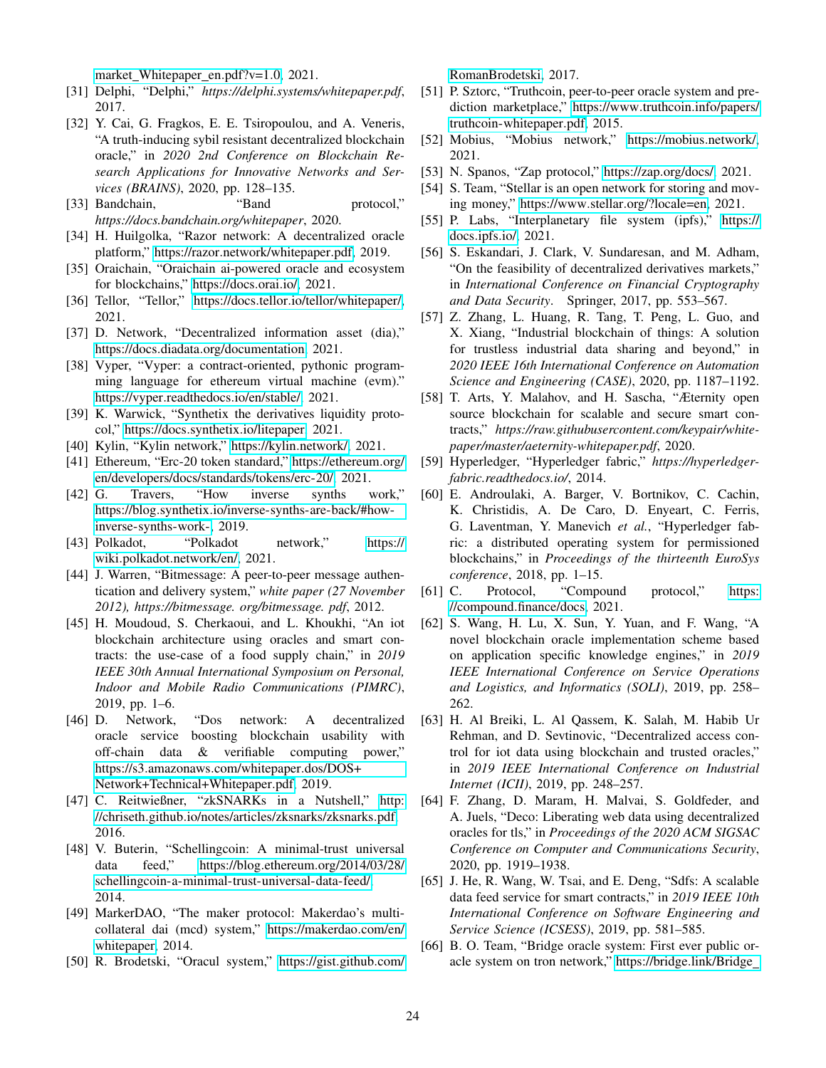market_Whitepaper_en.pdf?v=1.0, 2021.

[31] Delphi, "Delphi," *https://delphi.systems/whitepaper.pdf*, 2017.

[32] Y. Cai, G. Fragkos, E. E. Tsiropoulou, and A. Veneris, "A truth-inducing sybil resistant decentralized blockchain oracle," in *2020 2nd Conference on Blockchain Research Applications for Innovative Networks and Services (BRAINS)*, 2020, pp. 128–135.

[33] Bandchain, "Band protocol," *https://docs.bandchain.org/whitepaper*, 2020.

[34] H. Huilgolka, "Razor network: A decentralized oracle platform," https://razor.network/whitepaper.pdf, 2019.

[35] Oraichain, "Oraichain ai-powered oracle and ecosystem for blockchains," https://docs.orai.io/, 2021.

[36] Tellor, "Tellor," https://docs.tellor.io/tellor/whitepaper/, 2021.

[37] D. Network, "Decentralized information asset (dia)," https://docs.diadata.org/documentation, 2021.

[38] Vyper, "Vyper: a contract-oriented, pythonic programming language for ethereum virtual machine (evm)." https://vyper.readthedocs.io/en/stable/, 2021.

[39] K. Warwick, "Synthetix the derivatives liquidity protocol," https://docs.synthetix.io/litepaper, 2021.

[40] Kylin, "Kylin network," https://kylin.network/, 2021.

[41] Ethereum, "Erc-20 token standard," https://ethereum.org/en/developers/docs/standards/tokens/erc-20/, 2021.

[42] G. Travers, "How inverse synths work," https://blog.synthetix.io/inverse-synths-are-back/#how-inverse-synths-work-, 2019.

[43] Polkadot, "Polkadot network," https://wiki.polkadot.network/en/, 2021.

[44] J. Warren, "Bitmessage: A peer-to-peer message authentication and delivery system," *white paper (27 November 2012), https://bitmessage. org/bitmessage. pdf*, 2012.

[45] H. Moudoud, S. Cherkaoui, and L. Khoukhi, "An iot blockchain architecture using oracles and smart contracts: the use-case of a food supply chain," in *2019 IEEE 30th Annual International Symposium on Personal, Indoor and Mobile Radio Communications (PIMRC)*, 2019, pp. 1–6.

[46] D. Network, "Dos network: A decentralized oracle service boosting blockchain usability with off-chain data & verifiable computing power," https://s3.amazonaws.com/whitepaper.dos/DOS+Network+Technical+Whitepaper.pdf, 2019.

[47] C. Reitwießner, "zkSNARKs in a Nutshell," http://chriseth.github.io/notes/articles/zksnarks/zksnarks.pdf, 2016.

[48] V. Buterin, "Schellingcoin: A minimal-trust universal data feed," https://blog.ethereum.org/2014/03/28/schellingcoin-a-minimal-trust-universal-data-feed/, 2014.

[49] MarkerDAO, "The maker protocol: Makerdao's multi-collateral dai (mcd) system," https://makerdao.com/en/whitepaper, 2014.

[50] R. Brodetski, "Oracul system," https://gist.github.com/RomanBrodetski, 2017.

[51] P. Sztorc, "Truthcoin, peer-to-peer oracle system and prediction marketplace," https://www.truthcoin.info/papers/truthcoin-whitepaper.pdf, 2015.

[52] Mobius, "Mobius network," https://mobius.network/, 2021.

[53] N. Spanos, "Zap protocol," https://zap.org/docs/, 2021.

[54] S. Team, "Stellar is an open network for storing and moving money," https://www.stellar.org/?locale=en, 2021.

[55] P. Labs, "Interplanetary file system (ipfs)," https://docs.ipfs.io/, 2021.

[56] S. Eskandari, J. Clark, V. Sundaresan, and M. Adham, "On the feasibility of decentralized derivatives markets," in *International Conference on Financial Cryptography and Data Security*. Springer, 2017, pp. 553–567.

[57] Z. Zhang, L. Huang, R. Tang, T. Peng, L. Guo, and X. Xiang, "Industrial blockchain of things: A solution for trustless industrial data sharing and beyond," in *2020 IEEE 16th International Conference on Automation Science and Engineering (CASE)*, 2020, pp. 1187–1192.

[58] T. Arts, Y. Malahov, and H. Sascha, "Æternity open source blockchain for scalable and secure smart contracts," *https://raw.githubusercontent.com/keypair/white-paper/master/aeternity-whitepaper.pdf*, 2020.

[59] Hyperledger, "Hyperledger fabric," *https://hyperledger-fabric.readthedocs.io/*, 2014.

[60] E. Androulaki, A. Barger, V. Bortnikov, C. Cachin, K. Christidis, A. De Caro, D. Enyeart, C. Ferris, G. Laventman, Y. Manevich *et al.*, "Hyperledger fabric: a distributed operating system for permissioned blockchains," in *Proceedings of the thirteenth EuroSys conference*, 2018, pp. 1–15.

[61] C. Protocol, "Compound protocol," https://compound.finance/docs, 2021.

[62] S. Wang, H. Lu, X. Sun, Y. Yuan, and F. Wang, "A novel blockchain oracle implementation scheme based on application specific knowledge engines," in *2019 IEEE International Conference on Service Operations and Logistics, and Informatics (SOLI)*, 2019, pp. 258–262.

[63] H. Al Breiki, L. Al Qassem, K. Salah, M. Habib Ur Rehman, and D. Sevtinovic, "Decentralized access control for iot data using blockchain and trusted oracles," in *2019 IEEE International Conference on Industrial Internet (ICII)*, 2019, pp. 248–257.

[64] F. Zhang, D. Maram, H. Malvai, S. Goldfeder, and A. Juels, "Deco: Liberating web data using decentralized oracles for tls," in *Proceedings of the 2020 ACM SIGSAC Conference on Computer and Communications Security*, 2020, pp. 1919–1938.

[65] J. He, R. Wang, W. Tsai, and E. Deng, "Sdfs: A scalable data feed service for smart contracts," in *2019 IEEE 10th International Conference on Software Engineering and Service Science (ICSESS)*, 2019, pp. 581–585.

[66] B. O. Team, "Bridge oracle system: First ever public oracle system on tron network," https://bridge.link/Bridge_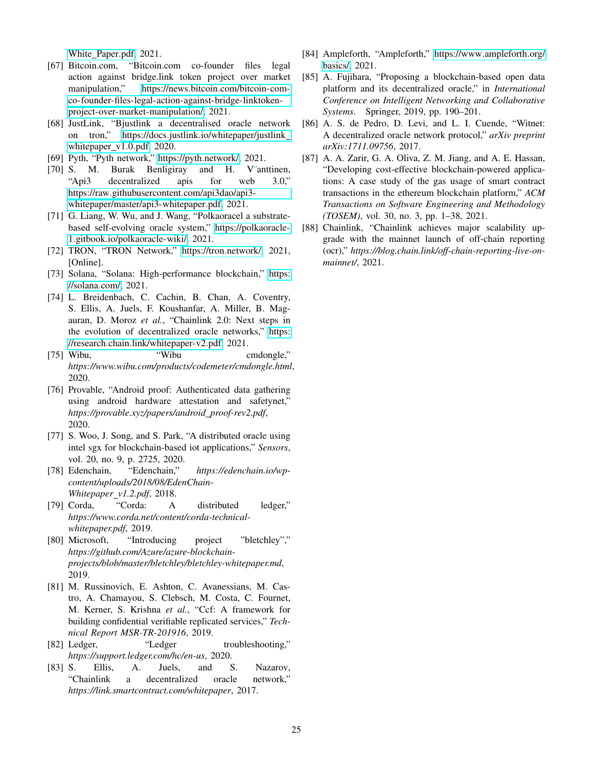White_Paper.pdf, 2021.

[67] Bitcoin.com, "Bitcoin.com co-founder files legal action against bridge.link token project over market manipulation," https://news.bitcoin.com/bitcoin-com-co-founder-files-legal-action-against-bridge-linktoken-project-over-market-manipulation/, 2021.

[68] JustLink, "Bjustlink a decentralised oracle network on tron," https://docs.justlink.io/whitepaper/justlink_whitepaper_v1.0.pdf, 2020.

[69] Pyth, "Pyth network," https://pyth.network/, 2021.

[70] S. M. Burak Benligiray and H. V¨anttinen, "Api3 decentralized apis for web 3.0," https://raw.githubusercontent.com/api3dao/api3-whitepaper/master/api3-whitepaper.pdf, 2021.

[71] G. Liang, W. Wu, and J. Wang, "Polkaoracel a substrate-based self-evolving oracle system," https://polkaoracle-1.gitbook.io/polkaoracle-wiki/, 2021.

[72] TRON, "TRON Network," https://tron.network/, 2021, [Online].

[73] Solana, "Solana: High-performance blockchain," https://solana.com/, 2021.

[74] L. Breidenbach, C. Cachin, B. Chan, A. Coventry, S. Ellis, A. Juels, F. Koushanfar, A. Miller, B. Magauran, D. Moroz *et al.*, "Chainlink 2.0: Next steps in the evolution of decentralized oracle networks," https://research.chain.link/whitepaper-v2.pdf, 2021.

[75] Wibu, "Wibu cmdongle," *https://www.wibu.com/products/codemeter/cmdongle.html*, 2020.

[76] Provable, "Android proof: Authenticated data gathering using android hardware attestation and safetynet," *https://provable.xyz/papers/android_proof-rev2.pdf*, 2020.

[77] S. Woo, J. Song, and S. Park, "A distributed oracle using intel sgx for blockchain-based iot applications," *Sensors*, vol. 20, no. 9, p. 2725, 2020.

[78] Edenchain, "Edenchain," *https://edenchain.io/wp-content/uploads/2018/08/EdenChain-Whitepaper_v1.2.pdf*, 2018.

[79] Corda, "Corda: A distributed ledger," *https://www.corda.net/content/corda-technical-whitepaper.pdf*, 2019.

[80] Microsoft, "Introducing project "bletchley"," *https://github.com/Azure/azure-blockchain-projects/blob/master/bletchley/bletchley-whitepaper.md*, 2019.

[81] M. Russinovich, E. Ashton, C. Avanessians, M. Castro, A. Chamayou, S. Clebsch, M. Costa, C. Fournet, M. Kerner, S. Krishna *et al.*, "Ccf: A framework for building confidential verifiable replicated services," *Technical Report MSR-TR-201916*, 2019.

[82] Ledger, "Ledger troubleshooting," *https://support.ledger.com/hc/en-us*, 2020.

[83] S. Ellis, A. Juels, and S. Nazarov, "Chainlink a decentralized oracle network," *https://link.smartcontract.com/whitepaper*, 2017.

[84] Ampleforth, "Ampleforth," https://www.ampleforth.org/basics/, 2021.

[85] A. Fujihara, "Proposing a blockchain-based open data platform and its decentralized oracle," in *International Conference on Intelligent Networking and Collaborative Systems*. Springer, 2019, pp. 190–201.

[86] A. S. de Pedro, D. Levi, and L. I. Cuende, "Witnet: A decentralized oracle network protocol," *arXiv preprint arXiv:1711.09756*, 2017.

[87] A. A. Zarir, G. A. Oliva, Z. M. Jiang, and A. E. Hassan, "Developing cost-effective blockchain-powered applications: A case study of the gas usage of smart contract transactions in the ethereum blockchain platform," *ACM Transactions on Software Engineering and Methodology (TOSEM)*, vol. 30, no. 3, pp. 1–38, 2021.

[88] Chainlink, "Chainlink achieves major scalability upgrade with the mainnet launch of off-chain reporting (ocr)," *https://blog.chain.link/off-chain-reporting-live-on-mainnet/*, 2021.